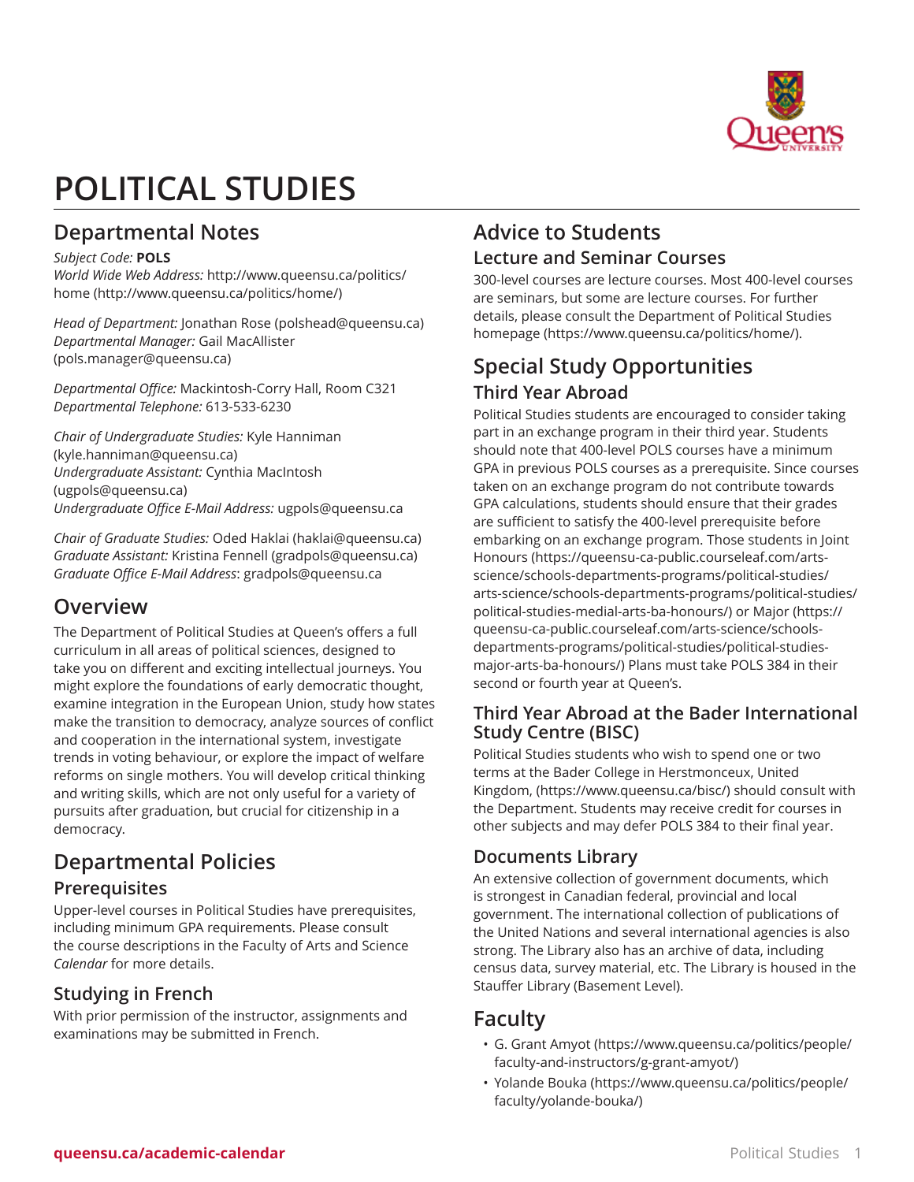# POLITICAL STUDIES

## Departmental Notes

*Subject Code:* **POLS**
*World Wide Web Address:* http://www.queensu.ca/politics/home (http://www.queensu.ca/politics/home/)

*Head of Department:* Jonathan Rose (polshead@queensu.ca)
*Departmental Manager:* Gail MacAllister (pols.manager@queensu.ca)

*Departmental Office:* Mackintosh-Corry Hall, Room C321
*Departmental Telephone:* 613-533-6230

*Chair of Undergraduate Studies:* Kyle Hanniman (kyle.hanniman@queensu.ca)
*Undergraduate Assistant:* Cynthia MacIntosh (ugpols@queensu.ca)
*Undergraduate Office E-Mail Address:* ugpols@queensu.ca

*Chair of Graduate Studies:* Oded Haklai (haklai@queensu.ca)
*Graduate Assistant:* Kristina Fennell (gradpols@queensu.ca)
*Graduate Office E-Mail Address*: gradpols@queensu.ca

## Overview

The Department of Political Studies at Queen's offers a full curriculum in all areas of political sciences, designed to take you on different and exciting intellectual journeys. You might explore the foundations of early democratic thought, examine integration in the European Union, study how states make the transition to democracy, analyze sources of conflict and cooperation in the international system, investigate trends in voting behaviour, or explore the impact of welfare reforms on single mothers. You will develop critical thinking and writing skills, which are not only useful for a variety of pursuits after graduation, but crucial for citizenship in a democracy.

## Departmental Policies

### Prerequisites

Upper-level courses in Political Studies have prerequisites, including minimum GPA requirements. Please consult the course descriptions in the Faculty of Arts and Science *Calendar* for more details.

### Studying in French

With prior permission of the instructor, assignments and examinations may be submitted in French.

## Advice to Students

### Lecture and Seminar Courses

300-level courses are lecture courses. Most 400-level courses are seminars, but some are lecture courses. For further details, please consult the Department of Political Studies homepage (https://www.queensu.ca/politics/home/).

## Special Study Opportunities

### Third Year Abroad

Political Studies students are encouraged to consider taking part in an exchange program in their third year. Students should note that 400-level POLS courses have a minimum GPA in previous POLS courses as a prerequisite. Since courses taken on an exchange program do not contribute towards GPA calculations, students should ensure that their grades are sufficient to satisfy the 400-level prerequisite before embarking on an exchange program. Those students in Joint Honours (https://queensu-ca-public.courseleaf.com/arts-science/schools-departments-programs/political-studies/arts-science/schools-departments-programs/political-studies/political-studies-medial-arts-ba-honours/) or Major (https://queensu-ca-public.courseleaf.com/arts-science/schools-departments-programs/political-studies/political-studies-major-arts-ba-honours/) Plans must take POLS 384 in their second or fourth year at Queen's.

### Third Year Abroad at the Bader International Study Centre (BISC)

Political Studies students who wish to spend one or two terms at the Bader College in Herstmonceux, United Kingdom, (https://www.queensu.ca/bisc/) should consult with the Department. Students may receive credit for courses in other subjects and may defer POLS 384 to their final year.

### Documents Library

An extensive collection of government documents, which is strongest in Canadian federal, provincial and local government. The international collection of publications of the United Nations and several international agencies is also strong. The Library also has an archive of data, including census data, survey material, etc. The Library is housed in the Stauffer Library (Basement Level).

## Faculty

- G. Grant Amyot (https://www.queensu.ca/politics/people/faculty-and-instructors/g-grant-amyot/)
- Yolande Bouka (https://www.queensu.ca/politics/people/faculty/yolande-bouka/)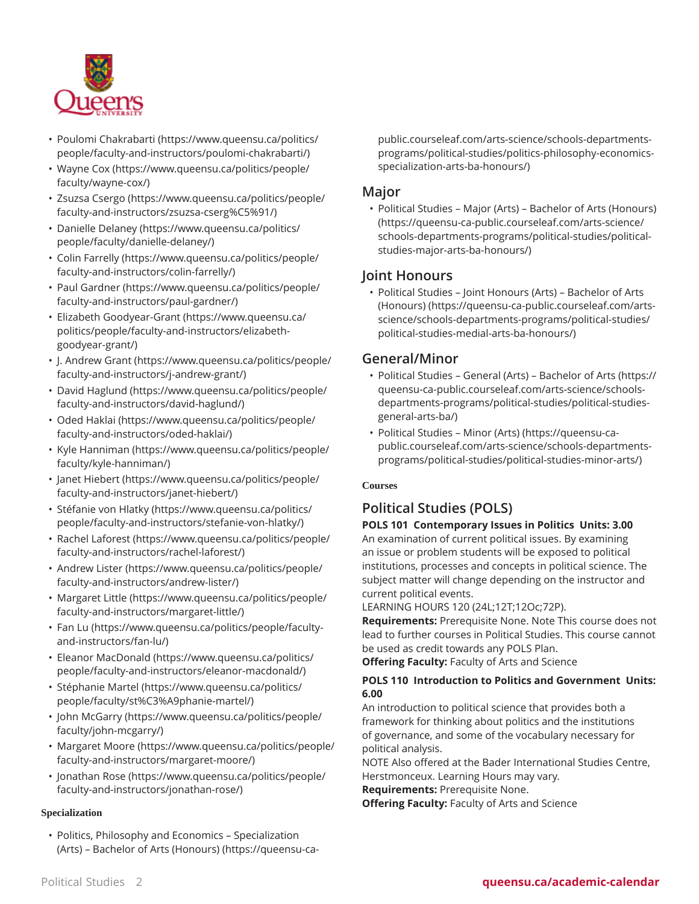- Poulomi Chakrabarti (https://www.queensu.ca/politics/people/faculty-and-instructors/poulomi-chakrabarti/)
- Wayne Cox (https://www.queensu.ca/politics/people/faculty/wayne-cox/)
- Zsuzsa Csergo (https://www.queensu.ca/politics/people/faculty-and-instructors/zsuzsa-cserg%C5%91/)
- Danielle Delaney (https://www.queensu.ca/politics/people/faculty/danielle-delaney/)
- Colin Farrelly (https://www.queensu.ca/politics/people/faculty-and-instructors/colin-farrelly/)
- Paul Gardner (https://www.queensu.ca/politics/people/faculty-and-instructors/paul-gardner/)
- Elizabeth Goodyear-Grant (https://www.queensu.ca/politics/people/faculty-and-instructors/elizabeth-goodyear-grant/)
- J. Andrew Grant (https://www.queensu.ca/politics/people/faculty-and-instructors/j-andrew-grant/)
- David Haglund (https://www.queensu.ca/politics/people/faculty-and-instructors/david-haglund/)
- Oded Haklai (https://www.queensu.ca/politics/people/faculty-and-instructors/oded-haklai/)
- Kyle Hanniman (https://www.queensu.ca/politics/people/faculty/kyle-hanniman/)
- Janet Hiebert (https://www.queensu.ca/politics/people/faculty-and-instructors/janet-hiebert/)
- Stéfanie von Hlatky (https://www.queensu.ca/politics/people/faculty-and-instructors/stefanie-von-hlatky/)
- Rachel Laforest (https://www.queensu.ca/politics/people/faculty-and-instructors/rachel-laforest/)
- Andrew Lister (https://www.queensu.ca/politics/people/faculty-and-instructors/andrew-lister/)
- Margaret Little (https://www.queensu.ca/politics/people/faculty-and-instructors/margaret-little/)
- Fan Lu (https://www.queensu.ca/politics/people/faculty-and-instructors/fan-lu/)
- Eleanor MacDonald (https://www.queensu.ca/politics/people/faculty-and-instructors/eleanor-macdonald/)
- Stéphanie Martel (https://www.queensu.ca/politics/people/faculty/st%C3%A9phanie-martel/)
- John McGarry (https://www.queensu.ca/politics/people/faculty/john-mcgarry/)
- Margaret Moore (https://www.queensu.ca/politics/people/faculty-and-instructors/margaret-moore/)
- Jonathan Rose (https://www.queensu.ca/politics/people/faculty-and-instructors/jonathan-rose/)

**Specialization**

- Politics, Philosophy and Economics – Specialization (Arts) – Bachelor of Arts (Honours) (https://queensu-ca-public.courseleaf.com/arts-science/schools-departments-programs/political-studies/politics-philosophy-economics-specialization-arts-ba-honours/)

## Major

- Political Studies – Major (Arts) – Bachelor of Arts (Honours) (https://queensu-ca-public.courseleaf.com/arts-science/schools-departments-programs/political-studies/political-studies-major-arts-ba-honours/)

## Joint Honours

- Political Studies – Joint Honours (Arts) – Bachelor of Arts (Honours) (https://queensu-ca-public.courseleaf.com/arts-science/schools-departments-programs/political-studies/political-studies-medial-arts-ba-honours/)

## General/Minor

- Political Studies – General (Arts) – Bachelor of Arts (https://queensu-ca-public.courseleaf.com/arts-science/schools-departments-programs/political-studies/political-studies-general-arts-ba/)
- Political Studies – Minor (Arts) (https://queensu-ca-public.courseleaf.com/arts-science/schools-departments-programs/political-studies/political-studies-minor-arts/)

**Courses**

## Political Studies (POLS)

**POLS 101 Contemporary Issues in Politics Units: 3.00**
An examination of current political issues. By examining an issue or problem students will be exposed to political institutions, processes and concepts in political science. The subject matter will change depending on the instructor and current political events.
LEARNING HOURS 120 (24L;12T;12Oc;72P).
**Requirements:** Prerequisite None. Note This course does not lead to further courses in Political Studies. This course cannot be used as credit towards any POLS Plan.
**Offering Faculty:** Faculty of Arts and Science

**POLS 110 Introduction to Politics and Government Units: 6.00**
An introduction to political science that provides both a framework for thinking about politics and the institutions of governance, and some of the vocabulary necessary for political analysis.
NOTE Also offered at the Bader International Studies Centre, Herstmonceux. Learning Hours may vary.
**Requirements:** Prerequisite None.
**Offering Faculty:** Faculty of Arts and Science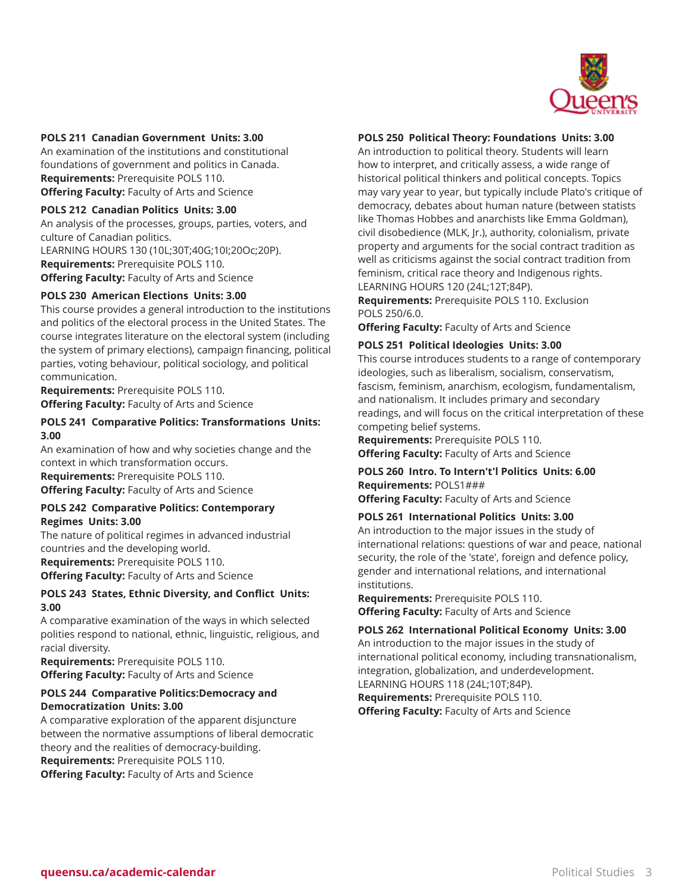**POLS 211 Canadian Government Units: 3.00**
An examination of the institutions and constitutional foundations of government and politics in Canada.
**Requirements:** Prerequisite POLS 110.
**Offering Faculty:** Faculty of Arts and Science

**POLS 212 Canadian Politics Units: 3.00**
An analysis of the processes, groups, parties, voters, and culture of Canadian politics.
LEARNING HOURS 130 (10L;30T;40G;10I;20Oc;20P).
**Requirements:** Prerequisite POLS 110.
**Offering Faculty:** Faculty of Arts and Science

**POLS 230 American Elections Units: 3.00**
This course provides a general introduction to the institutions and politics of the electoral process in the United States. The course integrates literature on the electoral system (including the system of primary elections), campaign financing, political parties, voting behaviour, political sociology, and political communication.
**Requirements:** Prerequisite POLS 110.
**Offering Faculty:** Faculty of Arts and Science

**POLS 241 Comparative Politics: Transformations Units: 3.00**
An examination of how and why societies change and the context in which transformation occurs.
**Requirements:** Prerequisite POLS 110.
**Offering Faculty:** Faculty of Arts and Science

**POLS 242 Comparative Politics: Contemporary Regimes Units: 3.00**
The nature of political regimes in advanced industrial countries and the developing world.
**Requirements:** Prerequisite POLS 110.
**Offering Faculty:** Faculty of Arts and Science

**POLS 243 States, Ethnic Diversity, and Conflict Units: 3.00**
A comparative examination of the ways in which selected polities respond to national, ethnic, linguistic, religious, and racial diversity.
**Requirements:** Prerequisite POLS 110.
**Offering Faculty:** Faculty of Arts and Science

**POLS 244 Comparative Politics:Democracy and Democratization Units: 3.00**
A comparative exploration of the apparent disjuncture between the normative assumptions of liberal democratic theory and the realities of democracy-building.
**Requirements:** Prerequisite POLS 110.
**Offering Faculty:** Faculty of Arts and Science

**POLS 250 Political Theory: Foundations Units: 3.00**
An introduction to political theory. Students will learn how to interpret, and critically assess, a wide range of historical political thinkers and political concepts. Topics may vary year to year, but typically include Plato's critique of democracy, debates about human nature (between statists like Thomas Hobbes and anarchists like Emma Goldman), civil disobedience (MLK, Jr.), authority, colonialism, private property and arguments for the social contract tradition as well as criticisms against the social contract tradition from feminism, critical race theory and Indigenous rights.
LEARNING HOURS 120 (24L;12T;84P).
**Requirements:** Prerequisite POLS 110. Exclusion POLS 250/6.0.
**Offering Faculty:** Faculty of Arts and Science

**POLS 251 Political Ideologies Units: 3.00**
This course introduces students to a range of contemporary ideologies, such as liberalism, socialism, conservatism, fascism, feminism, anarchism, ecologism, fundamentalism, and nationalism. It includes primary and secondary readings, and will focus on the critical interpretation of these competing belief systems.
**Requirements:** Prerequisite POLS 110.
**Offering Faculty:** Faculty of Arts and Science

**POLS 260 Intro. To Intern't'l Politics Units: 6.00**
**Requirements:** POLS1###
**Offering Faculty:** Faculty of Arts and Science

**POLS 261 International Politics Units: 3.00**
An introduction to the major issues in the study of international relations: questions of war and peace, national security, the role of the 'state', foreign and defence policy, gender and international relations, and international institutions.
**Requirements:** Prerequisite POLS 110.
**Offering Faculty:** Faculty of Arts and Science

**POLS 262 International Political Economy Units: 3.00**
An introduction to the major issues in the study of international political economy, including transnationalism, integration, globalization, and underdevelopment.
LEARNING HOURS 118 (24L;10T;84P).
**Requirements:** Prerequisite POLS 110.
**Offering Faculty:** Faculty of Arts and Science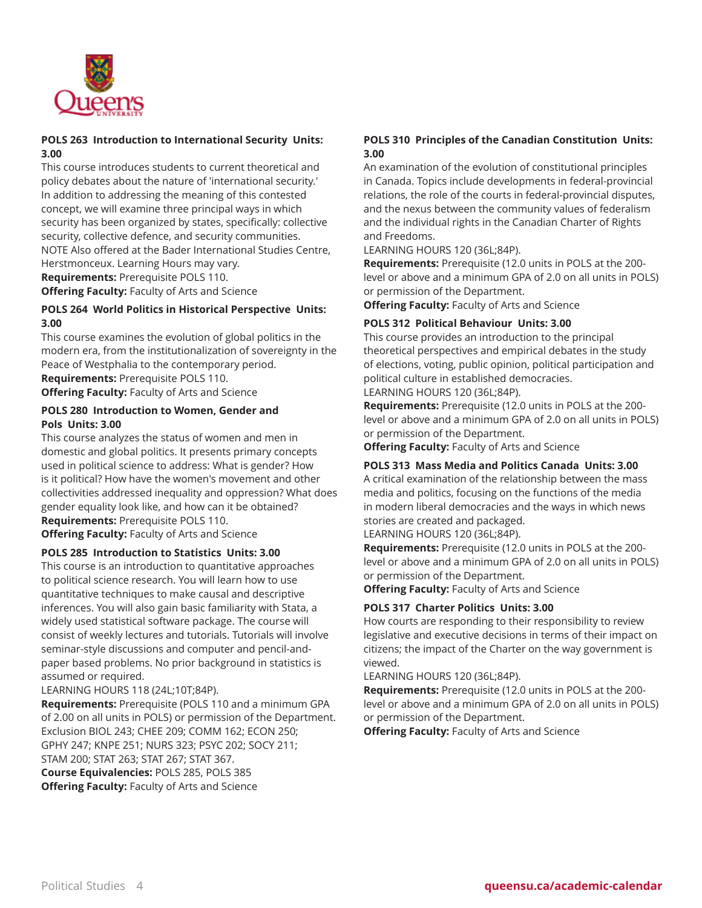### POLS 263 Introduction to International Security Units: 3.00

This course introduces students to current theoretical and policy debates about the nature of 'international security.' In addition to addressing the meaning of this contested concept, we will examine three principal ways in which security has been organized by states, specifically: collective security, collective defence, and security communities. NOTE Also offered at the Bader International Studies Centre, Herstmonceux. Learning Hours may vary.

**Requirements:** Prerequisite POLS 110.

**Offering Faculty:** Faculty of Arts and Science

### POLS 264 World Politics in Historical Perspective Units: 3.00

This course examines the evolution of global politics in the modern era, from the institutionalization of sovereignty in the Peace of Westphalia to the contemporary period.

**Requirements:** Prerequisite POLS 110.

**Offering Faculty:** Faculty of Arts and Science

### POLS 280 Introduction to Women, Gender and Pols Units: 3.00

This course analyzes the status of women and men in domestic and global politics. It presents primary concepts used in political science to address: What is gender? How is it political? How have the women's movement and other collectivities addressed inequality and oppression? What does gender equality look like, and how can it be obtained?

**Requirements:** Prerequisite POLS 110.

**Offering Faculty:** Faculty of Arts and Science

### POLS 285 Introduction to Statistics Units: 3.00

This course is an introduction to quantitative approaches to political science research. You will learn how to use quantitative techniques to make causal and descriptive inferences. You will also gain basic familiarity with Stata, a widely used statistical software package. The course will consist of weekly lectures and tutorials. Tutorials will involve seminar-style discussions and computer and pencil-and-paper based problems. No prior background in statistics is assumed or required.

LEARNING HOURS 118 (24L;10T;84P).

**Requirements:** Prerequisite (POLS 110 and a minimum GPA of 2.00 on all units in POLS) or permission of the Department. Exclusion BIOL 243; CHEE 209; COMM 162; ECON 250; GPHY 247; KNPE 251; NURS 323; PSYC 202; SOCY 211; STAM 200; STAT 263; STAT 267; STAT 367.

**Course Equivalencies:** POLS 285, POLS 385

**Offering Faculty:** Faculty of Arts and Science

### POLS 310 Principles of the Canadian Constitution Units: 3.00

An examination of the evolution of constitutional principles in Canada. Topics include developments in federal-provincial relations, the role of the courts in federal-provincial disputes, and the nexus between the community values of federalism and the individual rights in the Canadian Charter of Rights and Freedoms.

LEARNING HOURS 120 (36L;84P).

**Requirements:** Prerequisite (12.0 units in POLS at the 200-level or above and a minimum GPA of 2.0 on all units in POLS) or permission of the Department.

**Offering Faculty:** Faculty of Arts and Science

### POLS 312 Political Behaviour Units: 3.00

This course provides an introduction to the principal theoretical perspectives and empirical debates in the study of elections, voting, public opinion, political participation and political culture in established democracies.

LEARNING HOURS 120 (36L;84P).

**Requirements:** Prerequisite (12.0 units in POLS at the 200-level or above and a minimum GPA of 2.0 on all units in POLS) or permission of the Department.

**Offering Faculty:** Faculty of Arts and Science

### POLS 313 Mass Media and Politics Canada Units: 3.00

A critical examination of the relationship between the mass media and politics, focusing on the functions of the media in modern liberal democracies and the ways in which news stories are created and packaged.

LEARNING HOURS 120 (36L;84P).

**Requirements:** Prerequisite (12.0 units in POLS at the 200-level or above and a minimum GPA of 2.0 on all units in POLS) or permission of the Department.

**Offering Faculty:** Faculty of Arts and Science

### POLS 317 Charter Politics Units: 3.00

How courts are responding to their responsibility to review legislative and executive decisions in terms of their impact on citizens; the impact of the Charter on the way government is viewed.

LEARNING HOURS 120 (36L;84P).

**Requirements:** Prerequisite (12.0 units in POLS at the 200-level or above and a minimum GPA of 2.0 on all units in POLS) or permission of the Department.

**Offering Faculty:** Faculty of Arts and Science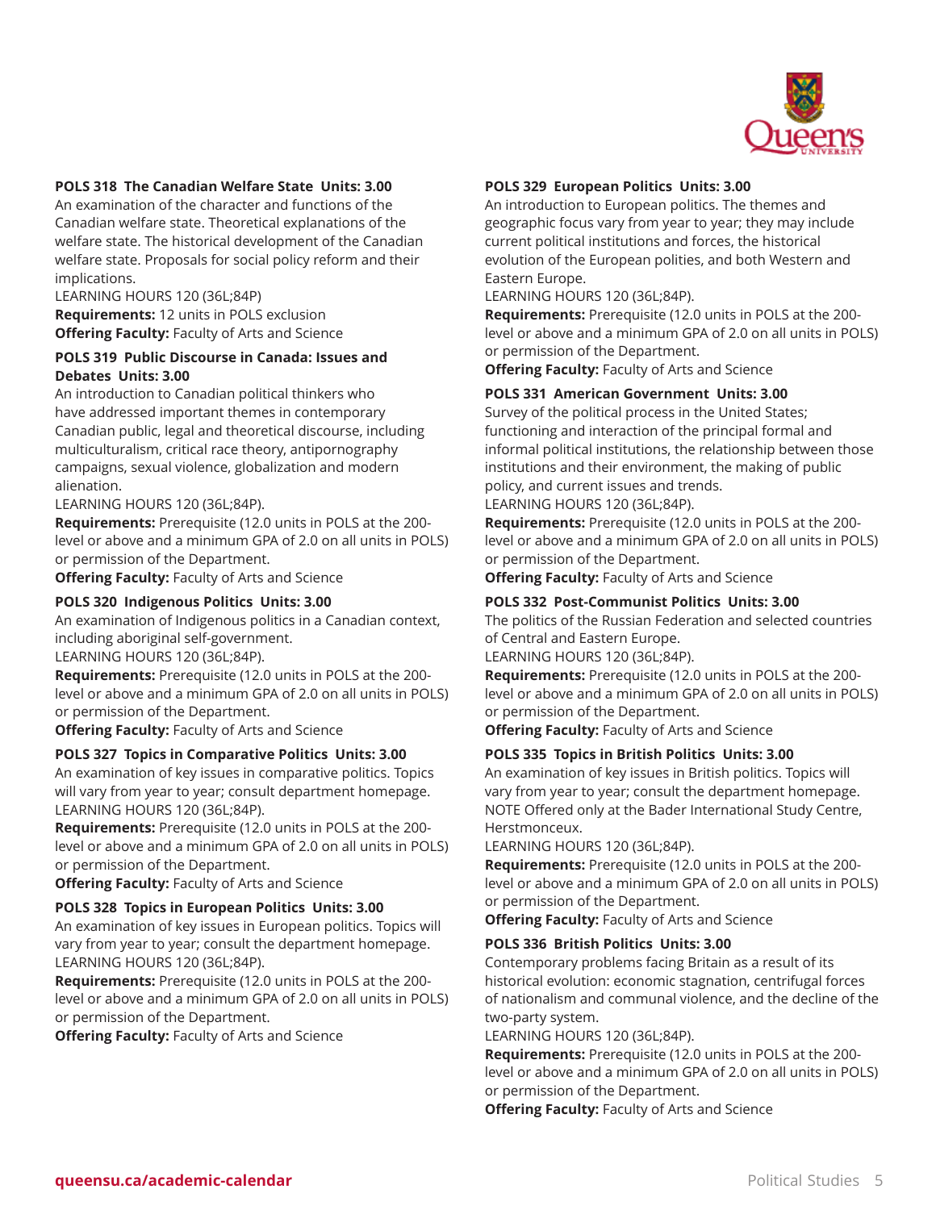### POLS 318 The Canadian Welfare State Units: 3.00

An examination of the character and functions of the Canadian welfare state. Theoretical explanations of the welfare state. The historical development of the Canadian welfare state. Proposals for social policy reform and their implications.
LEARNING HOURS 120 (36L;84P)
**Requirements:** 12 units in POLS exclusion
**Offering Faculty:** Faculty of Arts and Science

### POLS 319 Public Discourse in Canada: Issues and Debates Units: 3.00

An introduction to Canadian political thinkers who have addressed important themes in contemporary Canadian public, legal and theoretical discourse, including multiculturalism, critical race theory, antipornography campaigns, sexual violence, globalization and modern alienation.
LEARNING HOURS 120 (36L;84P).
**Requirements:** Prerequisite (12.0 units in POLS at the 200-level or above and a minimum GPA of 2.0 on all units in POLS) or permission of the Department.
**Offering Faculty:** Faculty of Arts and Science

### POLS 320 Indigenous Politics Units: 3.00

An examination of Indigenous politics in a Canadian context, including aboriginal self-government.
LEARNING HOURS 120 (36L;84P).
**Requirements:** Prerequisite (12.0 units in POLS at the 200-level or above and a minimum GPA of 2.0 on all units in POLS) or permission of the Department.
**Offering Faculty:** Faculty of Arts and Science

### POLS 327 Topics in Comparative Politics Units: 3.00

An examination of key issues in comparative politics. Topics will vary from year to year; consult department homepage.
LEARNING HOURS 120 (36L;84P).
**Requirements:** Prerequisite (12.0 units in POLS at the 200-level or above and a minimum GPA of 2.0 on all units in POLS) or permission of the Department.
**Offering Faculty:** Faculty of Arts and Science

### POLS 328 Topics in European Politics Units: 3.00

An examination of key issues in European politics. Topics will vary from year to year; consult the department homepage.
LEARNING HOURS 120 (36L;84P).
**Requirements:** Prerequisite (12.0 units in POLS at the 200-level or above and a minimum GPA of 2.0 on all units in POLS) or permission of the Department.
**Offering Faculty:** Faculty of Arts and Science

### POLS 329 European Politics Units: 3.00

An introduction to European politics. The themes and geographic focus vary from year to year; they may include current political institutions and forces, the historical evolution of the European polities, and both Western and Eastern Europe.
LEARNING HOURS 120 (36L;84P).
**Requirements:** Prerequisite (12.0 units in POLS at the 200-level or above and a minimum GPA of 2.0 on all units in POLS) or permission of the Department.
**Offering Faculty:** Faculty of Arts and Science

### POLS 331 American Government Units: 3.00

Survey of the political process in the United States; functioning and interaction of the principal formal and informal political institutions, the relationship between those institutions and their environment, the making of public policy, and current issues and trends.
LEARNING HOURS 120 (36L;84P).
**Requirements:** Prerequisite (12.0 units in POLS at the 200-level or above and a minimum GPA of 2.0 on all units in POLS) or permission of the Department.
**Offering Faculty:** Faculty of Arts and Science

### POLS 332 Post-Communist Politics Units: 3.00

The politics of the Russian Federation and selected countries of Central and Eastern Europe.
LEARNING HOURS 120 (36L;84P).
**Requirements:** Prerequisite (12.0 units in POLS at the 200-level or above and a minimum GPA of 2.0 on all units in POLS) or permission of the Department.
**Offering Faculty:** Faculty of Arts and Science

### POLS 335 Topics in British Politics Units: 3.00

An examination of key issues in British politics. Topics will vary from year to year; consult the department homepage.
NOTE Offered only at the Bader International Study Centre, Herstmonceux.
LEARNING HOURS 120 (36L;84P).
**Requirements:** Prerequisite (12.0 units in POLS at the 200-level or above and a minimum GPA of 2.0 on all units in POLS) or permission of the Department.
**Offering Faculty:** Faculty of Arts and Science

### POLS 336 British Politics Units: 3.00

Contemporary problems facing Britain as a result of its historical evolution: economic stagnation, centrifugal forces of nationalism and communal violence, and the decline of the two-party system.
LEARNING HOURS 120 (36L;84P).
**Requirements:** Prerequisite (12.0 units in POLS at the 200-level or above and a minimum GPA of 2.0 on all units in POLS) or permission of the Department.
**Offering Faculty:** Faculty of Arts and Science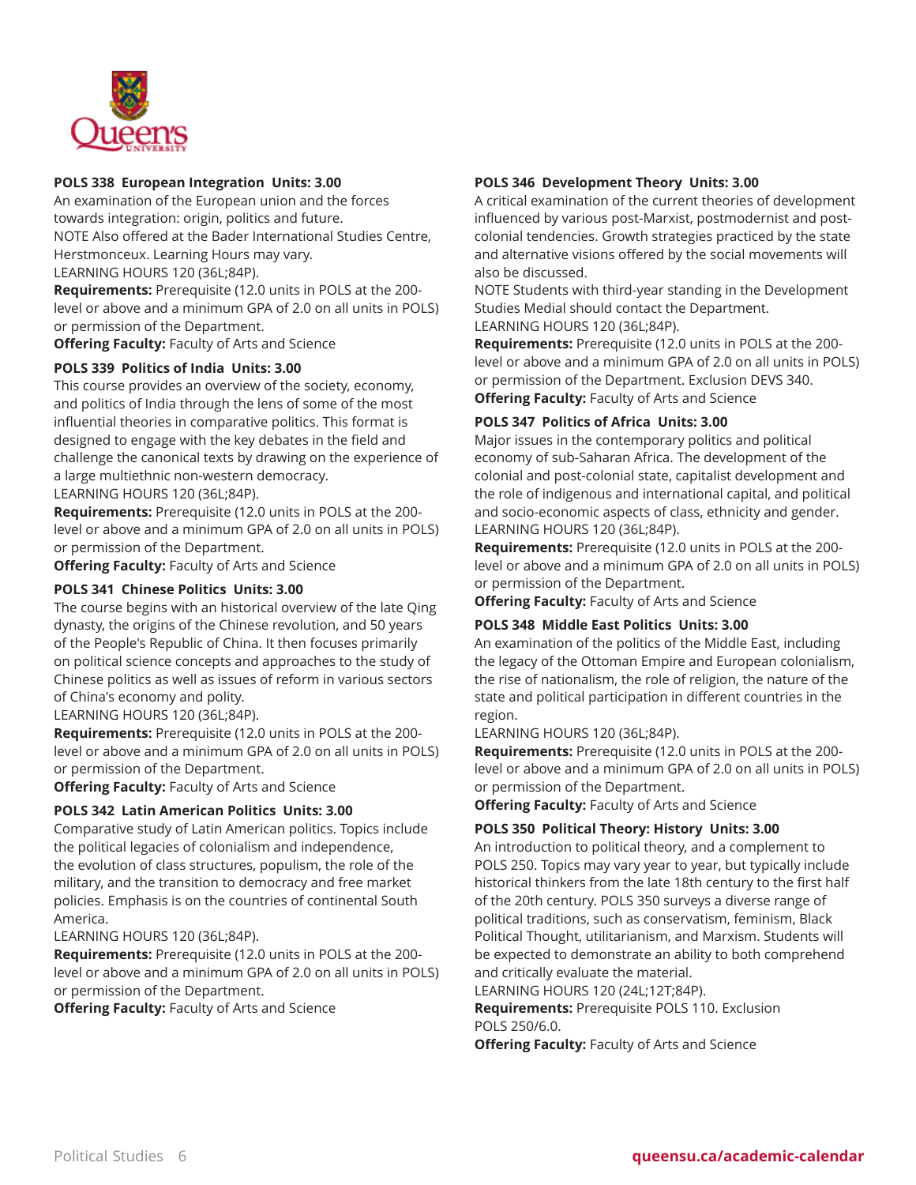### POLS 338 European Integration Units: 3.00

An examination of the European union and the forces towards integration: origin, politics and future.
NOTE Also offered at the Bader International Studies Centre, Herstmonceux. Learning Hours may vary.
LEARNING HOURS 120 (36L;84P).
**Requirements:** Prerequisite (12.0 units in POLS at the 200-level or above and a minimum GPA of 2.0 on all units in POLS) or permission of the Department.
**Offering Faculty:** Faculty of Arts and Science

### POLS 339 Politics of India Units: 3.00

This course provides an overview of the society, economy, and politics of India through the lens of some of the most influential theories in comparative politics. This format is designed to engage with the key debates in the field and challenge the canonical texts by drawing on the experience of a large multiethnic non-western democracy.
LEARNING HOURS 120 (36L;84P).
**Requirements:** Prerequisite (12.0 units in POLS at the 200-level or above and a minimum GPA of 2.0 on all units in POLS) or permission of the Department.
**Offering Faculty:** Faculty of Arts and Science

### POLS 341 Chinese Politics Units: 3.00

The course begins with an historical overview of the late Qing dynasty, the origins of the Chinese revolution, and 50 years of the People's Republic of China. It then focuses primarily on political science concepts and approaches to the study of Chinese politics as well as issues of reform in various sectors of China's economy and polity.
LEARNING HOURS 120 (36L;84P).
**Requirements:** Prerequisite (12.0 units in POLS at the 200-level or above and a minimum GPA of 2.0 on all units in POLS) or permission of the Department.
**Offering Faculty:** Faculty of Arts and Science

### POLS 342 Latin American Politics Units: 3.00

Comparative study of Latin American politics. Topics include the political legacies of colonialism and independence, the evolution of class structures, populism, the role of the military, and the transition to democracy and free market policies. Emphasis is on the countries of continental South America.
LEARNING HOURS 120 (36L;84P).
**Requirements:** Prerequisite (12.0 units in POLS at the 200-level or above and a minimum GPA of 2.0 on all units in POLS) or permission of the Department.
**Offering Faculty:** Faculty of Arts and Science

### POLS 346 Development Theory Units: 3.00

A critical examination of the current theories of development influenced by various post-Marxist, postmodernist and post-colonial tendencies. Growth strategies practiced by the state and alternative visions offered by the social movements will also be discussed.
NOTE Students with third-year standing in the Development Studies Medial should contact the Department.
LEARNING HOURS 120 (36L;84P).
**Requirements:** Prerequisite (12.0 units in POLS at the 200-level or above and a minimum GPA of 2.0 on all units in POLS) or permission of the Department. Exclusion DEVS 340.
**Offering Faculty:** Faculty of Arts and Science

### POLS 347 Politics of Africa Units: 3.00

Major issues in the contemporary politics and political economy of sub-Saharan Africa. The development of the colonial and post-colonial state, capitalist development and the role of indigenous and international capital, and political and socio-economic aspects of class, ethnicity and gender.
LEARNING HOURS 120 (36L;84P).
**Requirements:** Prerequisite (12.0 units in POLS at the 200-level or above and a minimum GPA of 2.0 on all units in POLS) or permission of the Department.
**Offering Faculty:** Faculty of Arts and Science

### POLS 348 Middle East Politics Units: 3.00

An examination of the politics of the Middle East, including the legacy of the Ottoman Empire and European colonialism, the rise of nationalism, the role of religion, the nature of the state and political participation in different countries in the region.
LEARNING HOURS 120 (36L;84P).
**Requirements:** Prerequisite (12.0 units in POLS at the 200-level or above and a minimum GPA of 2.0 on all units in POLS) or permission of the Department.
**Offering Faculty:** Faculty of Arts and Science

### POLS 350 Political Theory: History Units: 3.00

An introduction to political theory, and a complement to POLS 250. Topics may vary year to year, but typically include historical thinkers from the late 18th century to the first half of the 20th century. POLS 350 surveys a diverse range of political traditions, such as conservatism, feminism, Black Political Thought, utilitarianism, and Marxism. Students will be expected to demonstrate an ability to both comprehend and critically evaluate the material.
LEARNING HOURS 120 (24L;12T;84P).
**Requirements:** Prerequisite POLS 110. Exclusion POLS 250/6.0.
**Offering Faculty:** Faculty of Arts and Science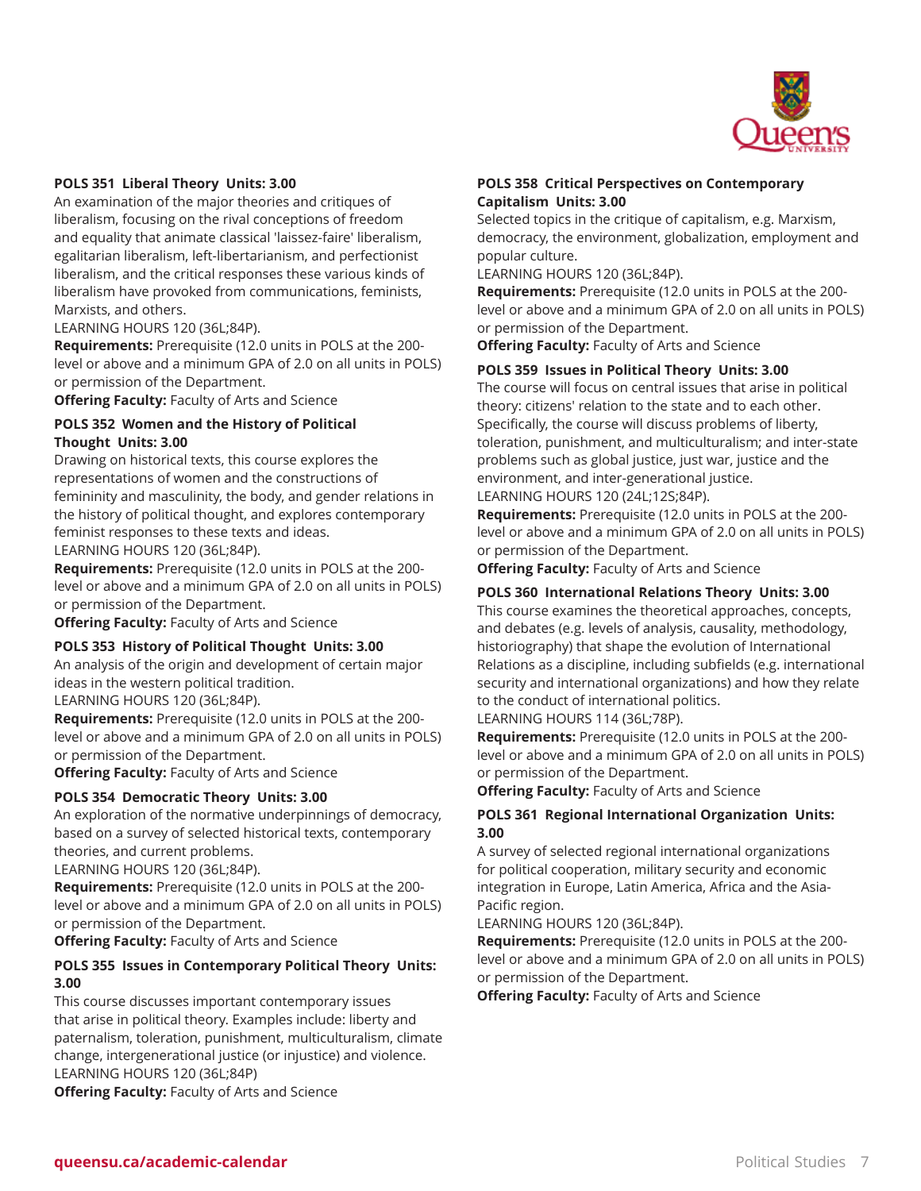**POLS 351 Liberal Theory Units: 3.00**

An examination of the major theories and critiques of liberalism, focusing on the rival conceptions of freedom and equality that animate classical 'laissez-faire' liberalism, egalitarian liberalism, left-libertarianism, and perfectionist liberalism, and the critical responses these various kinds of liberalism have provoked from communications, feminists, Marxists, and others.

LEARNING HOURS 120 (36L;84P).

**Requirements:** Prerequisite (12.0 units in POLS at the 200-level or above and a minimum GPA of 2.0 on all units in POLS) or permission of the Department.

**Offering Faculty:** Faculty of Arts and Science

**POLS 352 Women and the History of Political Thought Units: 3.00**

Drawing on historical texts, this course explores the representations of women and the constructions of femininity and masculinity, the body, and gender relations in the history of political thought, and explores contemporary feminist responses to these texts and ideas.

LEARNING HOURS 120 (36L;84P).

**Requirements:** Prerequisite (12.0 units in POLS at the 200-level or above and a minimum GPA of 2.0 on all units in POLS) or permission of the Department.

**Offering Faculty:** Faculty of Arts and Science

**POLS 353 History of Political Thought Units: 3.00**

An analysis of the origin and development of certain major ideas in the western political tradition.

LEARNING HOURS 120 (36L;84P).

**Requirements:** Prerequisite (12.0 units in POLS at the 200-level or above and a minimum GPA of 2.0 on all units in POLS) or permission of the Department.

**Offering Faculty:** Faculty of Arts and Science

**POLS 354 Democratic Theory Units: 3.00**

An exploration of the normative underpinnings of democracy, based on a survey of selected historical texts, contemporary theories, and current problems.

LEARNING HOURS 120 (36L;84P).

**Requirements:** Prerequisite (12.0 units in POLS at the 200-level or above and a minimum GPA of 2.0 on all units in POLS) or permission of the Department.

**Offering Faculty:** Faculty of Arts and Science

**POLS 355 Issues in Contemporary Political Theory Units: 3.00**

This course discusses important contemporary issues that arise in political theory. Examples include: liberty and paternalism, toleration, punishment, multiculturalism, climate change, intergenerational justice (or injustice) and violence.

LEARNING HOURS 120 (36L;84P)

**Offering Faculty:** Faculty of Arts and Science

**POLS 358 Critical Perspectives on Contemporary Capitalism Units: 3.00**

Selected topics in the critique of capitalism, e.g. Marxism, democracy, the environment, globalization, employment and popular culture.

LEARNING HOURS 120 (36L;84P).

**Requirements:** Prerequisite (12.0 units in POLS at the 200-level or above and a minimum GPA of 2.0 on all units in POLS) or permission of the Department.

**Offering Faculty:** Faculty of Arts and Science

**POLS 359 Issues in Political Theory Units: 3.00**

The course will focus on central issues that arise in political theory: citizens' relation to the state and to each other. Specifically, the course will discuss problems of liberty, toleration, punishment, and multiculturalism; and inter-state problems such as global justice, just war, justice and the environment, and inter-generational justice.

LEARNING HOURS 120 (24L;12S;84P).

**Requirements:** Prerequisite (12.0 units in POLS at the 200-level or above and a minimum GPA of 2.0 on all units in POLS) or permission of the Department.

**Offering Faculty:** Faculty of Arts and Science

**POLS 360 International Relations Theory Units: 3.00**

This course examines the theoretical approaches, concepts, and debates (e.g. levels of analysis, causality, methodology, historiography) that shape the evolution of International Relations as a discipline, including subfields (e.g. international security and international organizations) and how they relate to the conduct of international politics.

LEARNING HOURS 114 (36L;78P).

**Requirements:** Prerequisite (12.0 units in POLS at the 200-level or above and a minimum GPA of 2.0 on all units in POLS) or permission of the Department.

**Offering Faculty:** Faculty of Arts and Science

**POLS 361 Regional International Organization Units: 3.00**

A survey of selected regional international organizations for political cooperation, military security and economic integration in Europe, Latin America, Africa and the Asia-Pacific region.

LEARNING HOURS 120 (36L;84P).

**Requirements:** Prerequisite (12.0 units in POLS at the 200-level or above and a minimum GPA of 2.0 on all units in POLS) or permission of the Department.

**Offering Faculty:** Faculty of Arts and Science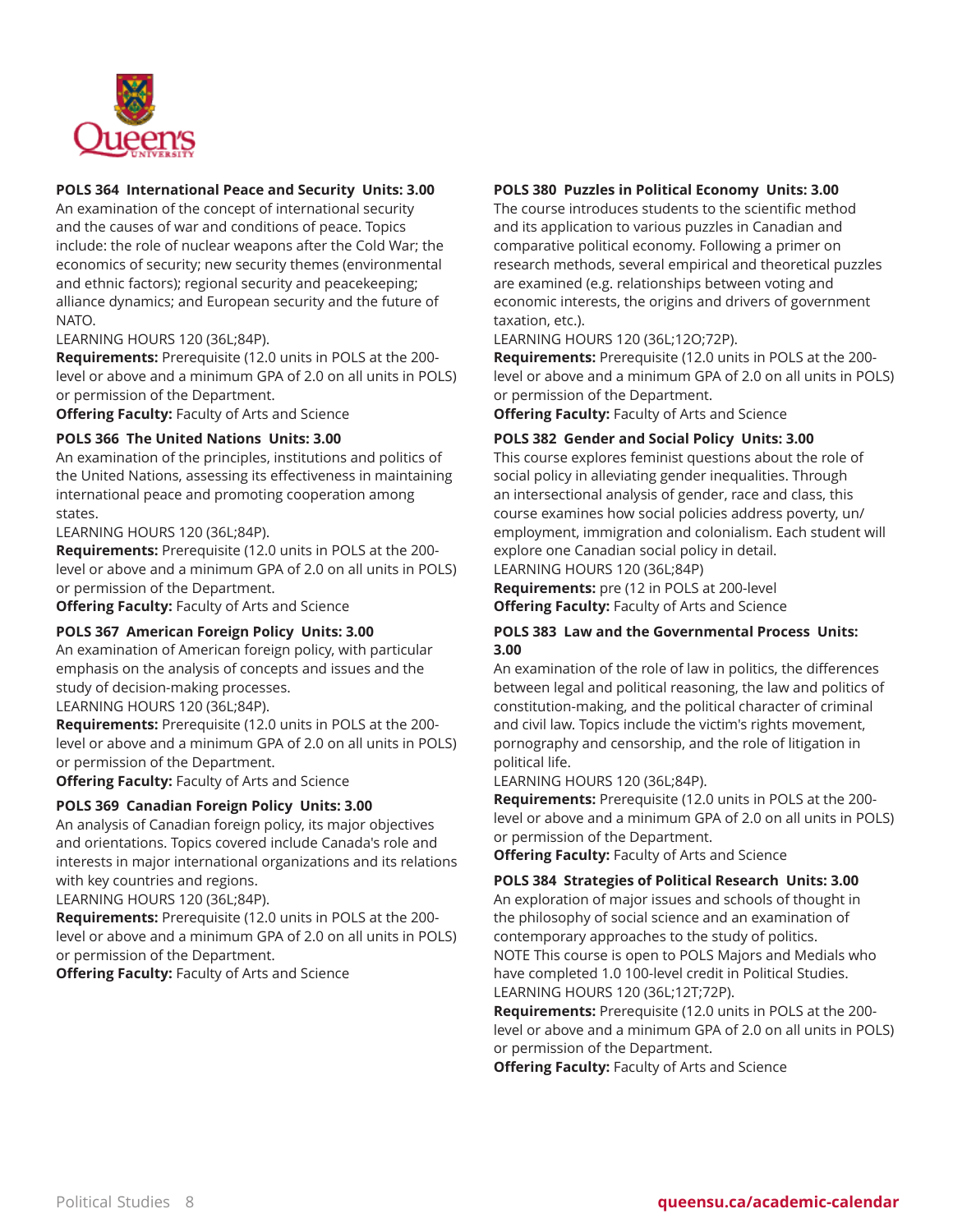**POLS 364 International Peace and Security Units: 3.00**
An examination of the concept of international security and the causes of war and conditions of peace. Topics include: the role of nuclear weapons after the Cold War; the economics of security; new security themes (environmental and ethnic factors); regional security and peacekeeping; alliance dynamics; and European security and the future of NATO.
LEARNING HOURS 120 (36L;84P).
**Requirements:** Prerequisite (12.0 units in POLS at the 200-level or above and a minimum GPA of 2.0 on all units in POLS) or permission of the Department.
**Offering Faculty:** Faculty of Arts and Science

**POLS 366 The United Nations Units: 3.00**
An examination of the principles, institutions and politics of the United Nations, assessing its effectiveness in maintaining international peace and promoting cooperation among states.
LEARNING HOURS 120 (36L;84P).
**Requirements:** Prerequisite (12.0 units in POLS at the 200-level or above and a minimum GPA of 2.0 on all units in POLS) or permission of the Department.
**Offering Faculty:** Faculty of Arts and Science

**POLS 367 American Foreign Policy Units: 3.00**
An examination of American foreign policy, with particular emphasis on the analysis of concepts and issues and the study of decision-making processes.
LEARNING HOURS 120 (36L;84P).
**Requirements:** Prerequisite (12.0 units in POLS at the 200-level or above and a minimum GPA of 2.0 on all units in POLS) or permission of the Department.
**Offering Faculty:** Faculty of Arts and Science

**POLS 369 Canadian Foreign Policy Units: 3.00**
An analysis of Canadian foreign policy, its major objectives and orientations. Topics covered include Canada's role and interests in major international organizations and its relations with key countries and regions.
LEARNING HOURS 120 (36L;84P).
**Requirements:** Prerequisite (12.0 units in POLS at the 200-level or above and a minimum GPA of 2.0 on all units in POLS) or permission of the Department.
**Offering Faculty:** Faculty of Arts and Science

**POLS 380 Puzzles in Political Economy Units: 3.00**
The course introduces students to the scientific method and its application to various puzzles in Canadian and comparative political economy. Following a primer on research methods, several empirical and theoretical puzzles are examined (e.g. relationships between voting and economic interests, the origins and drivers of government taxation, etc.).
LEARNING HOURS 120 (36L;12O;72P).
**Requirements:** Prerequisite (12.0 units in POLS at the 200-level or above and a minimum GPA of 2.0 on all units in POLS) or permission of the Department.
**Offering Faculty:** Faculty of Arts and Science

**POLS 382 Gender and Social Policy Units: 3.00**
This course explores feminist questions about the role of social policy in alleviating gender inequalities. Through an intersectional analysis of gender, race and class, this course examines how social policies address poverty, un/employment, immigration and colonialism. Each student will explore one Canadian social policy in detail.
LEARNING HOURS 120 (36L;84P)
**Requirements:** pre (12 in POLS at 200-level
**Offering Faculty:** Faculty of Arts and Science

**POLS 383 Law and the Governmental Process Units: 3.00**
An examination of the role of law in politics, the differences between legal and political reasoning, the law and politics of constitution-making, and the political character of criminal and civil law. Topics include the victim's rights movement, pornography and censorship, and the role of litigation in political life.
LEARNING HOURS 120 (36L;84P).
**Requirements:** Prerequisite (12.0 units in POLS at the 200-level or above and a minimum GPA of 2.0 on all units in POLS) or permission of the Department.
**Offering Faculty:** Faculty of Arts and Science

**POLS 384 Strategies of Political Research Units: 3.00**
An exploration of major issues and schools of thought in the philosophy of social science and an examination of contemporary approaches to the study of politics.
NOTE This course is open to POLS Majors and Medials who have completed 1.0 100-level credit in Political Studies.
LEARNING HOURS 120 (36L;12T;72P).
**Requirements:** Prerequisite (12.0 units in POLS at the 200-level or above and a minimum GPA of 2.0 on all units in POLS) or permission of the Department.
**Offering Faculty:** Faculty of Arts and Science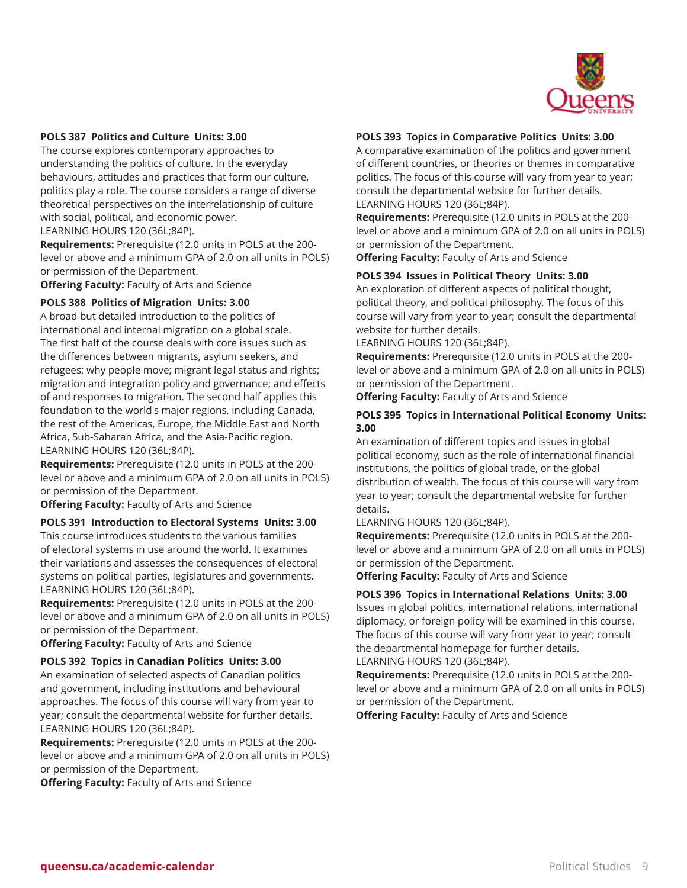**POLS 387 Politics and Culture Units: 3.00**
The course explores contemporary approaches to understanding the politics of culture. In the everyday behaviours, attitudes and practices that form our culture, politics play a role. The course considers a range of diverse theoretical perspectives on the interrelationship of culture with social, political, and economic power.
LEARNING HOURS 120 (36L;84P).
**Requirements:** Prerequisite (12.0 units in POLS at the 200-level or above and a minimum GPA of 2.0 on all units in POLS) or permission of the Department.
**Offering Faculty:** Faculty of Arts and Science

**POLS 388 Politics of Migration Units: 3.00**
A broad but detailed introduction to the politics of international and internal migration on a global scale. The first half of the course deals with core issues such as the differences between migrants, asylum seekers, and refugees; why people move; migrant legal status and rights; migration and integration policy and governance; and effects of and responses to migration. The second half applies this foundation to the world's major regions, including Canada, the rest of the Americas, Europe, the Middle East and North Africa, Sub-Saharan Africa, and the Asia-Pacific region.
LEARNING HOURS 120 (36L;84P).
**Requirements:** Prerequisite (12.0 units in POLS at the 200-level or above and a minimum GPA of 2.0 on all units in POLS) or permission of the Department.
**Offering Faculty:** Faculty of Arts and Science

**POLS 391 Introduction to Electoral Systems Units: 3.00**
This course introduces students to the various families of electoral systems in use around the world. It examines their variations and assesses the consequences of electoral systems on political parties, legislatures and governments.
LEARNING HOURS 120 (36L;84P).
**Requirements:** Prerequisite (12.0 units in POLS at the 200-level or above and a minimum GPA of 2.0 on all units in POLS) or permission of the Department.
**Offering Faculty:** Faculty of Arts and Science

**POLS 392 Topics in Canadian Politics Units: 3.00**
An examination of selected aspects of Canadian politics and government, including institutions and behavioural approaches. The focus of this course will vary from year to year; consult the departmental website for further details.
LEARNING HOURS 120 (36L;84P).
**Requirements:** Prerequisite (12.0 units in POLS at the 200-level or above and a minimum GPA of 2.0 on all units in POLS) or permission of the Department.
**Offering Faculty:** Faculty of Arts and Science

**POLS 393 Topics in Comparative Politics Units: 3.00**
A comparative examination of the politics and government of different countries, or theories or themes in comparative politics. The focus of this course will vary from year to year; consult the departmental website for further details.
LEARNING HOURS 120 (36L;84P).
**Requirements:** Prerequisite (12.0 units in POLS at the 200-level or above and a minimum GPA of 2.0 on all units in POLS) or permission of the Department.
**Offering Faculty:** Faculty of Arts and Science

**POLS 394 Issues in Political Theory Units: 3.00**
An exploration of different aspects of political thought, political theory, and political philosophy. The focus of this course will vary from year to year; consult the departmental website for further details.
LEARNING HOURS 120 (36L;84P).
**Requirements:** Prerequisite (12.0 units in POLS at the 200-level or above and a minimum GPA of 2.0 on all units in POLS) or permission of the Department.
**Offering Faculty:** Faculty of Arts and Science

**POLS 395 Topics in International Political Economy Units: 3.00**
An examination of different topics and issues in global political economy, such as the role of international financial institutions, the politics of global trade, or the global distribution of wealth. The focus of this course will vary from year to year; consult the departmental website for further details.
LEARNING HOURS 120 (36L;84P).
**Requirements:** Prerequisite (12.0 units in POLS at the 200-level or above and a minimum GPA of 2.0 on all units in POLS) or permission of the Department.
**Offering Faculty:** Faculty of Arts and Science

**POLS 396 Topics in International Relations Units: 3.00**
Issues in global politics, international relations, international diplomacy, or foreign policy will be examined in this course. The focus of this course will vary from year to year; consult the departmental homepage for further details.
LEARNING HOURS 120 (36L;84P).
**Requirements:** Prerequisite (12.0 units in POLS at the 200-level or above and a minimum GPA of 2.0 on all units in POLS) or permission of the Department.
**Offering Faculty:** Faculty of Arts and Science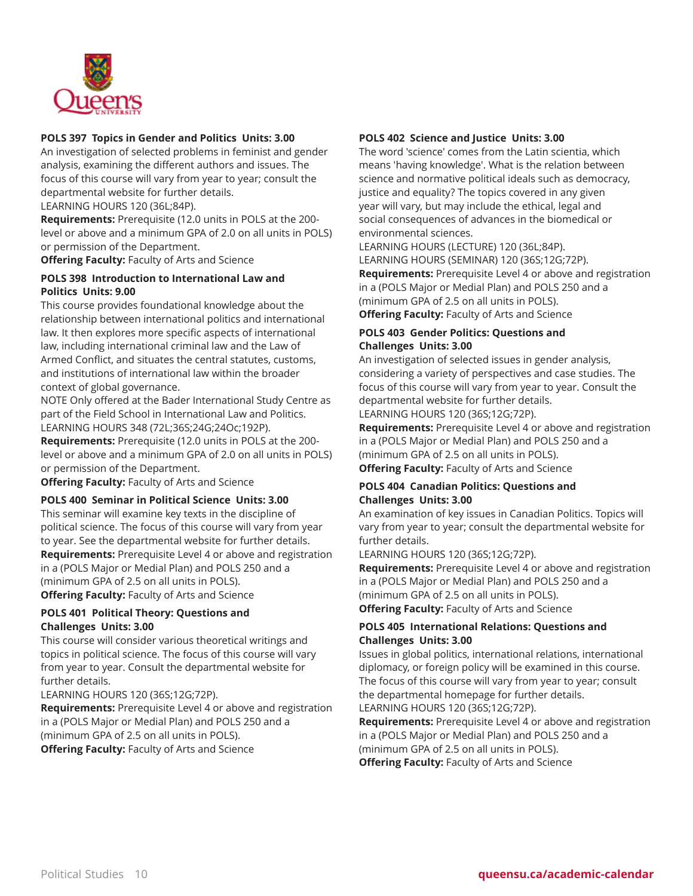**POLS 397 Topics in Gender and Politics Units: 3.00**
An investigation of selected problems in feminist and gender analysis, examining the different authors and issues. The focus of this course will vary from year to year; consult the departmental website for further details.
LEARNING HOURS 120 (36L;84P).
**Requirements:** Prerequisite (12.0 units in POLS at the 200-level or above and a minimum GPA of 2.0 on all units in POLS) or permission of the Department.
**Offering Faculty:** Faculty of Arts and Science

**POLS 398 Introduction to International Law and Politics Units: 9.00**
This course provides foundational knowledge about the relationship between international politics and international law. It then explores more specific aspects of international law, including international criminal law and the Law of Armed Conflict, and situates the central statutes, customs, and institutions of international law within the broader context of global governance.
NOTE Only offered at the Bader International Study Centre as part of the Field School in International Law and Politics.
LEARNING HOURS 348 (72L;36S;24G;24Oc;192P).
**Requirements:** Prerequisite (12.0 units in POLS at the 200-level or above and a minimum GPA of 2.0 on all units in POLS) or permission of the Department.
**Offering Faculty:** Faculty of Arts and Science

**POLS 400 Seminar in Political Science Units: 3.00**
This seminar will examine key texts in the discipline of political science. The focus of this course will vary from year to year. See the departmental website for further details.
**Requirements:** Prerequisite Level 4 or above and registration in a (POLS Major or Medial Plan) and POLS 250 and a (minimum GPA of 2.5 on all units in POLS).
**Offering Faculty:** Faculty of Arts and Science

**POLS 401 Political Theory: Questions and Challenges Units: 3.00**
This course will consider various theoretical writings and topics in political science. The focus of this course will vary from year to year. Consult the departmental website for further details.
LEARNING HOURS 120 (36S;12G;72P).
**Requirements:** Prerequisite Level 4 or above and registration in a (POLS Major or Medial Plan) and POLS 250 and a (minimum GPA of 2.5 on all units in POLS).
**Offering Faculty:** Faculty of Arts and Science

**POLS 402 Science and Justice Units: 3.00**
The word 'science' comes from the Latin scientia, which means 'having knowledge'. What is the relation between science and normative political ideals such as democracy, justice and equality? The topics covered in any given year will vary, but may include the ethical, legal and social consequences of advances in the biomedical or environmental sciences.
LEARNING HOURS (LECTURE) 120 (36L;84P).
LEARNING HOURS (SEMINAR) 120 (36S;12G;72P).
**Requirements:** Prerequisite Level 4 or above and registration in a (POLS Major or Medial Plan) and POLS 250 and a (minimum GPA of 2.5 on all units in POLS).
**Offering Faculty:** Faculty of Arts and Science

**POLS 403 Gender Politics: Questions and Challenges Units: 3.00**
An investigation of selected issues in gender analysis, considering a variety of perspectives and case studies. The focus of this course will vary from year to year. Consult the departmental website for further details.
LEARNING HOURS 120 (36S;12G;72P).
**Requirements:** Prerequisite Level 4 or above and registration in a (POLS Major or Medial Plan) and POLS 250 and a (minimum GPA of 2.5 on all units in POLS).
**Offering Faculty:** Faculty of Arts and Science

**POLS 404 Canadian Politics: Questions and Challenges Units: 3.00**
An examination of key issues in Canadian Politics. Topics will vary from year to year; consult the departmental website for further details.
LEARNING HOURS 120 (36S;12G;72P).
**Requirements:** Prerequisite Level 4 or above and registration in a (POLS Major or Medial Plan) and POLS 250 and a (minimum GPA of 2.5 on all units in POLS).
**Offering Faculty:** Faculty of Arts and Science

**POLS 405 International Relations: Questions and Challenges Units: 3.00**
Issues in global politics, international relations, international diplomacy, or foreign policy will be examined in this course. The focus of this course will vary from year to year; consult the departmental homepage for further details.
LEARNING HOURS 120 (36S;12G;72P).
**Requirements:** Prerequisite Level 4 or above and registration in a (POLS Major or Medial Plan) and POLS 250 and a (minimum GPA of 2.5 on all units in POLS).
**Offering Faculty:** Faculty of Arts and Science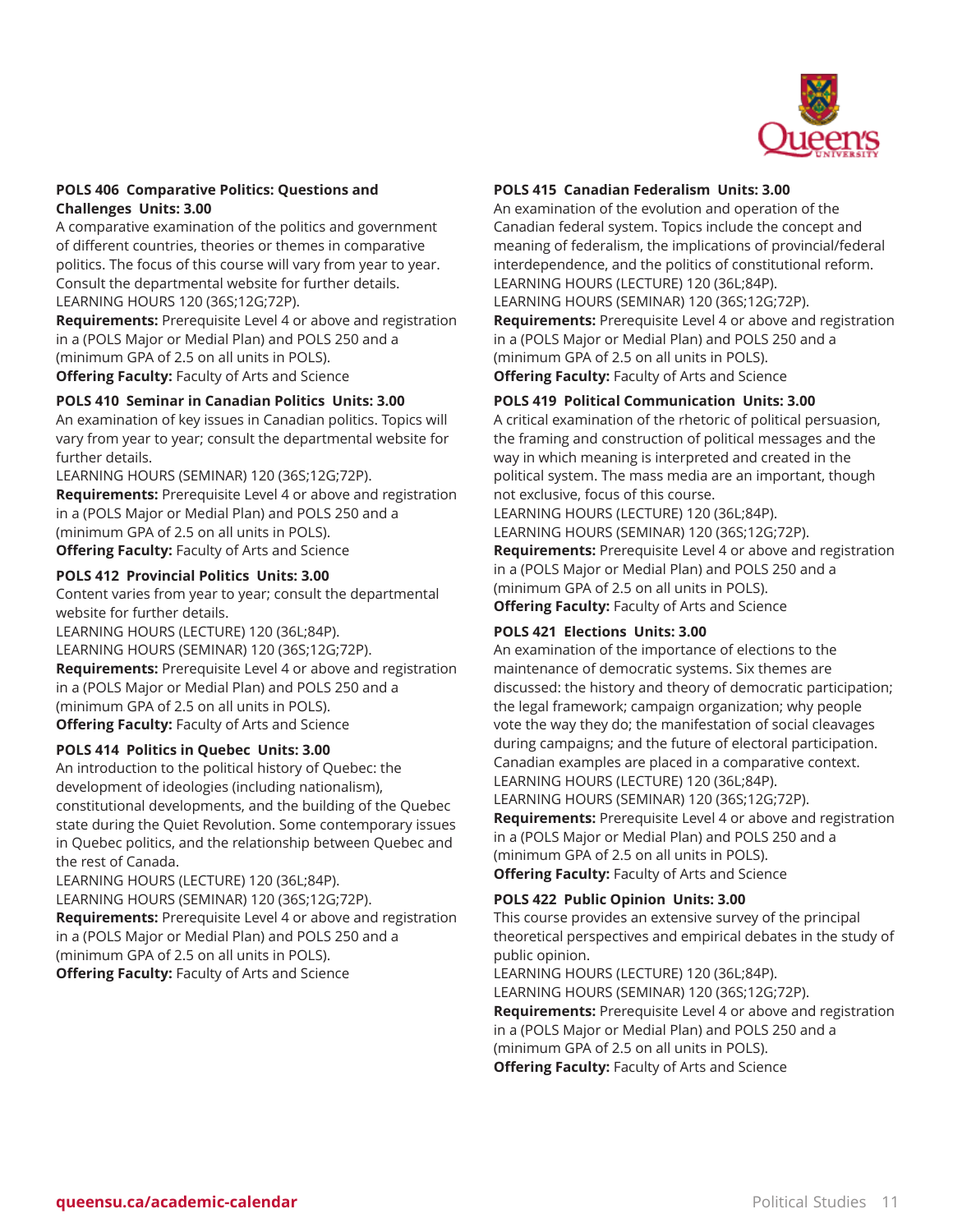**POLS 406 Comparative Politics: Questions and Challenges Units: 3.00**

A comparative examination of the politics and government of different countries, theories or themes in comparative politics. The focus of this course will vary from year to year. Consult the departmental website for further details.
LEARNING HOURS 120 (36S;12G;72P).

**Requirements:** Prerequisite Level 4 or above and registration in a (POLS Major or Medial Plan) and POLS 250 and a (minimum GPA of 2.5 on all units in POLS).

**Offering Faculty:** Faculty of Arts and Science

**POLS 410 Seminar in Canadian Politics Units: 3.00**

An examination of key issues in Canadian politics. Topics will vary from year to year; consult the departmental website for further details.
LEARNING HOURS (SEMINAR) 120 (36S;12G;72P).

**Requirements:** Prerequisite Level 4 or above and registration in a (POLS Major or Medial Plan) and POLS 250 and a (minimum GPA of 2.5 on all units in POLS).

**Offering Faculty:** Faculty of Arts and Science

**POLS 412 Provincial Politics Units: 3.00**

Content varies from year to year; consult the departmental website for further details.
LEARNING HOURS (LECTURE) 120 (36L;84P).
LEARNING HOURS (SEMINAR) 120 (36S;12G;72P).

**Requirements:** Prerequisite Level 4 or above and registration in a (POLS Major or Medial Plan) and POLS 250 and a (minimum GPA of 2.5 on all units in POLS).

**Offering Faculty:** Faculty of Arts and Science

**POLS 414 Politics in Quebec Units: 3.00**

An introduction to the political history of Quebec: the development of ideologies (including nationalism), constitutional developments, and the building of the Quebec state during the Quiet Revolution. Some contemporary issues in Quebec politics, and the relationship between Quebec and the rest of Canada.
LEARNING HOURS (LECTURE) 120 (36L;84P).
LEARNING HOURS (SEMINAR) 120 (36S;12G;72P).

**Requirements:** Prerequisite Level 4 or above and registration in a (POLS Major or Medial Plan) and POLS 250 and a (minimum GPA of 2.5 on all units in POLS).

**Offering Faculty:** Faculty of Arts and Science

**POLS 415 Canadian Federalism Units: 3.00**

An examination of the evolution and operation of the Canadian federal system. Topics include the concept and meaning of federalism, the implications of provincial/federal interdependence, and the politics of constitutional reform.
LEARNING HOURS (LECTURE) 120 (36L;84P).
LEARNING HOURS (SEMINAR) 120 (36S;12G;72P).

**Requirements:** Prerequisite Level 4 or above and registration in a (POLS Major or Medial Plan) and POLS 250 and a (minimum GPA of 2.5 on all units in POLS).

**Offering Faculty:** Faculty of Arts and Science

**POLS 419 Political Communication Units: 3.00**

A critical examination of the rhetoric of political persuasion, the framing and construction of political messages and the way in which meaning is interpreted and created in the political system. The mass media are an important, though not exclusive, focus of this course.
LEARNING HOURS (LECTURE) 120 (36L;84P).
LEARNING HOURS (SEMINAR) 120 (36S;12G;72P).

**Requirements:** Prerequisite Level 4 or above and registration in a (POLS Major or Medial Plan) and POLS 250 and a (minimum GPA of 2.5 on all units in POLS).

**Offering Faculty:** Faculty of Arts and Science

**POLS 421 Elections Units: 3.00**

An examination of the importance of elections to the maintenance of democratic systems. Six themes are discussed: the history and theory of democratic participation; the legal framework; campaign organization; why people vote the way they do; the manifestation of social cleavages during campaigns; and the future of electoral participation. Canadian examples are placed in a comparative context.
LEARNING HOURS (LECTURE) 120 (36L;84P).
LEARNING HOURS (SEMINAR) 120 (36S;12G;72P).

**Requirements:** Prerequisite Level 4 or above and registration in a (POLS Major or Medial Plan) and POLS 250 and a (minimum GPA of 2.5 on all units in POLS).

**Offering Faculty:** Faculty of Arts and Science

**POLS 422 Public Opinion Units: 3.00**

This course provides an extensive survey of the principal theoretical perspectives and empirical debates in the study of public opinion.
LEARNING HOURS (LECTURE) 120 (36L;84P).
LEARNING HOURS (SEMINAR) 120 (36S;12G;72P).

**Requirements:** Prerequisite Level 4 or above and registration in a (POLS Major or Medial Plan) and POLS 250 and a (minimum GPA of 2.5 on all units in POLS).

**Offering Faculty:** Faculty of Arts and Science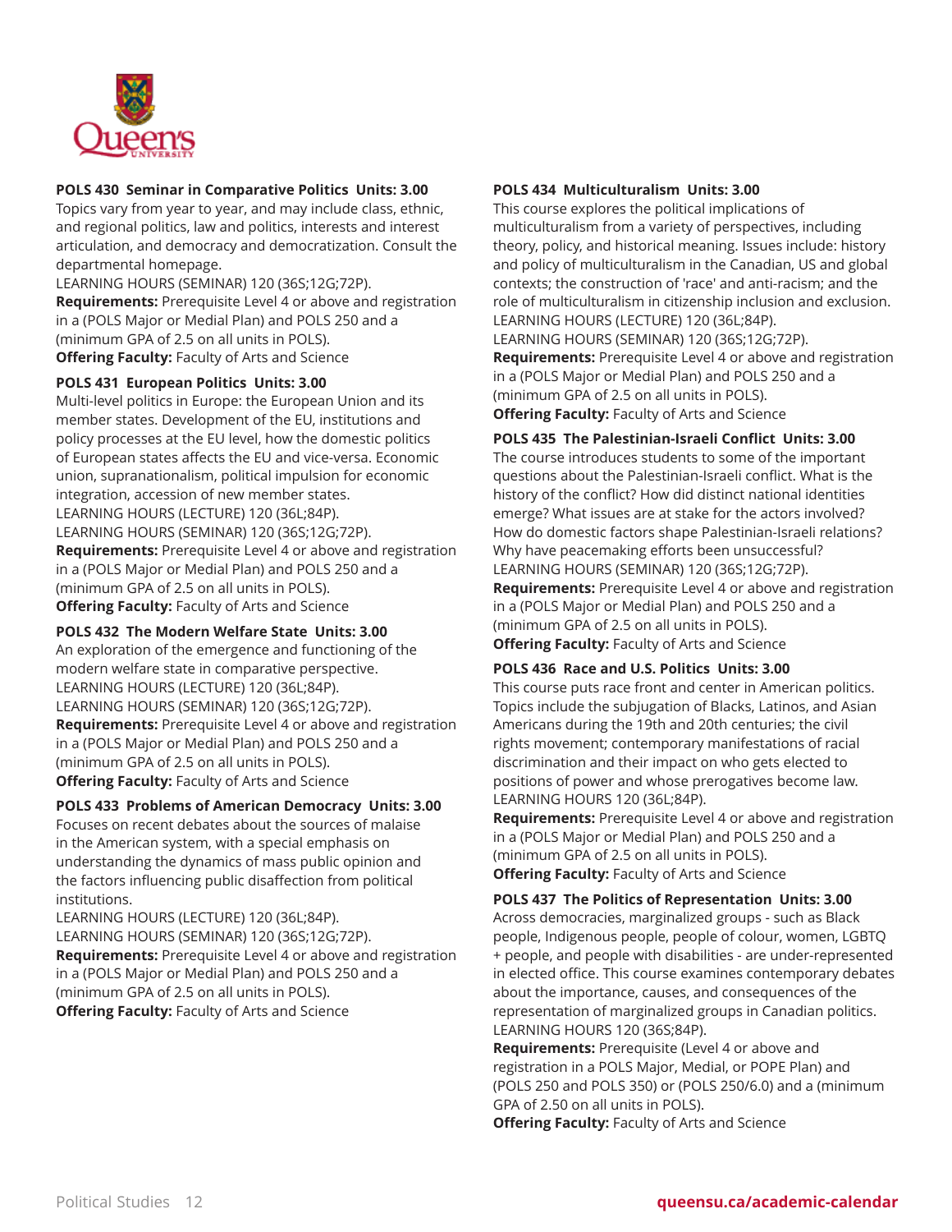**POLS 430 Seminar in Comparative Politics Units: 3.00**
Topics vary from year to year, and may include class, ethnic, and regional politics, law and politics, interests and interest articulation, and democracy and democratization. Consult the departmental homepage.
LEARNING HOURS (SEMINAR) 120 (36S;12G;72P).
**Requirements:** Prerequisite Level 4 or above and registration in a (POLS Major or Medial Plan) and POLS 250 and a (minimum GPA of 2.5 on all units in POLS).
**Offering Faculty:** Faculty of Arts and Science

**POLS 431 European Politics Units: 3.00**
Multi-level politics in Europe: the European Union and its member states. Development of the EU, institutions and policy processes at the EU level, how the domestic politics of European states affects the EU and vice-versa. Economic union, supranationalism, political impulsion for economic integration, accession of new member states.
LEARNING HOURS (LECTURE) 120 (36L;84P).
LEARNING HOURS (SEMINAR) 120 (36S;12G;72P).
**Requirements:** Prerequisite Level 4 or above and registration in a (POLS Major or Medial Plan) and POLS 250 and a (minimum GPA of 2.5 on all units in POLS).
**Offering Faculty:** Faculty of Arts and Science

**POLS 432 The Modern Welfare State Units: 3.00**
An exploration of the emergence and functioning of the modern welfare state in comparative perspective.
LEARNING HOURS (LECTURE) 120 (36L;84P).
LEARNING HOURS (SEMINAR) 120 (36S;12G;72P).
**Requirements:** Prerequisite Level 4 or above and registration in a (POLS Major or Medial Plan) and POLS 250 and a (minimum GPA of 2.5 on all units in POLS).
**Offering Faculty:** Faculty of Arts and Science

**POLS 433 Problems of American Democracy Units: 3.00**
Focuses on recent debates about the sources of malaise in the American system, with a special emphasis on understanding the dynamics of mass public opinion and the factors influencing public disaffection from political institutions.
LEARNING HOURS (LECTURE) 120 (36L;84P).
LEARNING HOURS (SEMINAR) 120 (36S;12G;72P).
**Requirements:** Prerequisite Level 4 or above and registration in a (POLS Major or Medial Plan) and POLS 250 and a (minimum GPA of 2.5 on all units in POLS).
**Offering Faculty:** Faculty of Arts and Science

**POLS 434 Multiculturalism Units: 3.00**
This course explores the political implications of multiculturalism from a variety of perspectives, including theory, policy, and historical meaning. Issues include: history and policy of multiculturalism in the Canadian, US and global contexts; the construction of 'race' and anti-racism; and the role of multiculturalism in citizenship inclusion and exclusion.
LEARNING HOURS (LECTURE) 120 (36L;84P).
LEARNING HOURS (SEMINAR) 120 (36S;12G;72P).
**Requirements:** Prerequisite Level 4 or above and registration in a (POLS Major or Medial Plan) and POLS 250 and a (minimum GPA of 2.5 on all units in POLS).
**Offering Faculty:** Faculty of Arts and Science

**POLS 435 The Palestinian-Israeli Conflict Units: 3.00**
The course introduces students to some of the important questions about the Palestinian-Israeli conflict. What is the history of the conflict? How did distinct national identities emerge? What issues are at stake for the actors involved? How do domestic factors shape Palestinian-Israeli relations? Why have peacemaking efforts been unsuccessful?
LEARNING HOURS (SEMINAR) 120 (36S;12G;72P).
**Requirements:** Prerequisite Level 4 or above and registration in a (POLS Major or Medial Plan) and POLS 250 and a (minimum GPA of 2.5 on all units in POLS).
**Offering Faculty:** Faculty of Arts and Science

**POLS 436 Race and U.S. Politics Units: 3.00**
This course puts race front and center in American politics. Topics include the subjugation of Blacks, Latinos, and Asian Americans during the 19th and 20th centuries; the civil rights movement; contemporary manifestations of racial discrimination and their impact on who gets elected to positions of power and whose prerogatives become law.
LEARNING HOURS 120 (36L;84P).
**Requirements:** Prerequisite Level 4 or above and registration in a (POLS Major or Medial Plan) and POLS 250 and a (minimum GPA of 2.5 on all units in POLS).
**Offering Faculty:** Faculty of Arts and Science

**POLS 437 The Politics of Representation Units: 3.00**
Across democracies, marginalized groups - such as Black people, Indigenous people, people of colour, women, LGBTQ + people, and people with disabilities - are under-represented in elected office. This course examines contemporary debates about the importance, causes, and consequences of the representation of marginalized groups in Canadian politics.
LEARNING HOURS 120 (36S;84P).
**Requirements:** Prerequisite (Level 4 or above and registration in a POLS Major, Medial, or POPE Plan) and (POLS 250 and POLS 350) or (POLS 250/6.0) and a (minimum GPA of 2.50 on all units in POLS).
**Offering Faculty:** Faculty of Arts and Science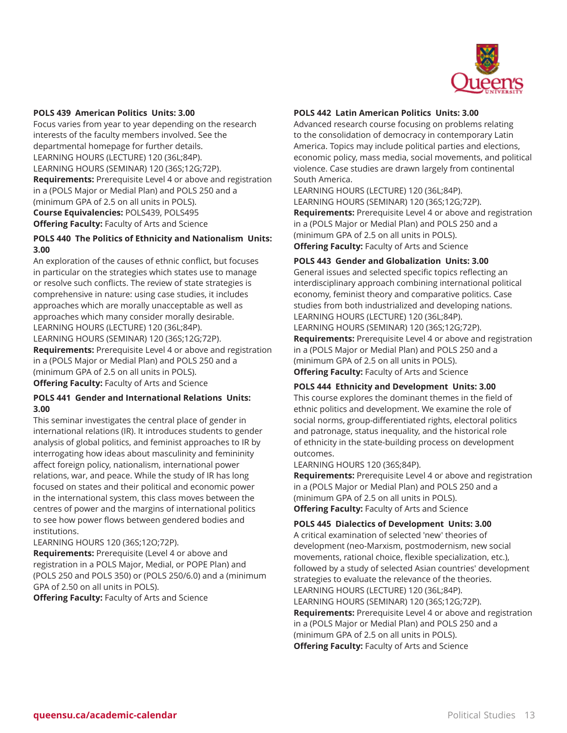**POLS 439 American Politics Units: 3.00**
Focus varies from year to year depending on the research interests of the faculty members involved. See the departmental homepage for further details.
LEARNING HOURS (LECTURE) 120 (36L;84P).
LEARNING HOURS (SEMINAR) 120 (36S;12G;72P).
**Requirements:** Prerequisite Level 4 or above and registration in a (POLS Major or Medial Plan) and POLS 250 and a (minimum GPA of 2.5 on all units in POLS).
**Course Equivalencies:** POLS439, POLS495
**Offering Faculty:** Faculty of Arts and Science

**POLS 440 The Politics of Ethnicity and Nationalism Units: 3.00**
An exploration of the causes of ethnic conflict, but focuses in particular on the strategies which states use to manage or resolve such conflicts. The review of state strategies is comprehensive in nature: using case studies, it includes approaches which are morally unacceptable as well as approaches which many consider morally desirable.
LEARNING HOURS (LECTURE) 120 (36L;84P).
LEARNING HOURS (SEMINAR) 120 (36S;12G;72P).
**Requirements:** Prerequisite Level 4 or above and registration in a (POLS Major or Medial Plan) and POLS 250 and a (minimum GPA of 2.5 on all units in POLS).
**Offering Faculty:** Faculty of Arts and Science

**POLS 441 Gender and International Relations Units: 3.00**
This seminar investigates the central place of gender in international relations (IR). It introduces students to gender analysis of global politics, and feminist approaches to IR by interrogating how ideas about masculinity and femininity affect foreign policy, nationalism, international power relations, war, and peace. While the study of IR has long focused on states and their political and economic power in the international system, this class moves between the centres of power and the margins of international politics to see how power flows between gendered bodies and institutions.
LEARNING HOURS 120 (36S;12O;72P).
**Requirements:** Prerequisite (Level 4 or above and registration in a POLS Major, Medial, or POPE Plan) and (POLS 250 and POLS 350) or (POLS 250/6.0) and a (minimum GPA of 2.50 on all units in POLS).
**Offering Faculty:** Faculty of Arts and Science

**POLS 442 Latin American Politics Units: 3.00**
Advanced research course focusing on problems relating to the consolidation of democracy in contemporary Latin America. Topics may include political parties and elections, economic policy, mass media, social movements, and political violence. Case studies are drawn largely from continental South America.
LEARNING HOURS (LECTURE) 120 (36L;84P).
LEARNING HOURS (SEMINAR) 120 (36S;12G;72P).
**Requirements:** Prerequisite Level 4 or above and registration in a (POLS Major or Medial Plan) and POLS 250 and a (minimum GPA of 2.5 on all units in POLS).
**Offering Faculty:** Faculty of Arts and Science

**POLS 443 Gender and Globalization Units: 3.00**
General issues and selected specific topics reflecting an interdisciplinary approach combining international political economy, feminist theory and comparative politics. Case studies from both industrialized and developing nations.
LEARNING HOURS (LECTURE) 120 (36L;84P).
LEARNING HOURS (SEMINAR) 120 (36S;12G;72P).
**Requirements:** Prerequisite Level 4 or above and registration in a (POLS Major or Medial Plan) and POLS 250 and a (minimum GPA of 2.5 on all units in POLS).
**Offering Faculty:** Faculty of Arts and Science

**POLS 444 Ethnicity and Development Units: 3.00**
This course explores the dominant themes in the field of ethnic politics and development. We examine the role of social norms, group-differentiated rights, electoral politics and patronage, status inequality, and the historical role of ethnicity in the state-building process on development outcomes.
LEARNING HOURS 120 (36S;84P).
**Requirements:** Prerequisite Level 4 or above and registration in a (POLS Major or Medial Plan) and POLS 250 and a (minimum GPA of 2.5 on all units in POLS).
**Offering Faculty:** Faculty of Arts and Science

**POLS 445 Dialectics of Development Units: 3.00**
A critical examination of selected 'new' theories of development (neo-Marxism, postmodernism, new social movements, rational choice, flexible specialization, etc.), followed by a study of selected Asian countries' development strategies to evaluate the relevance of the theories.
LEARNING HOURS (LECTURE) 120 (36L;84P).
LEARNING HOURS (SEMINAR) 120 (36S;12G;72P).
**Requirements:** Prerequisite Level 4 or above and registration in a (POLS Major or Medial Plan) and POLS 250 and a (minimum GPA of 2.5 on all units in POLS).
**Offering Faculty:** Faculty of Arts and Science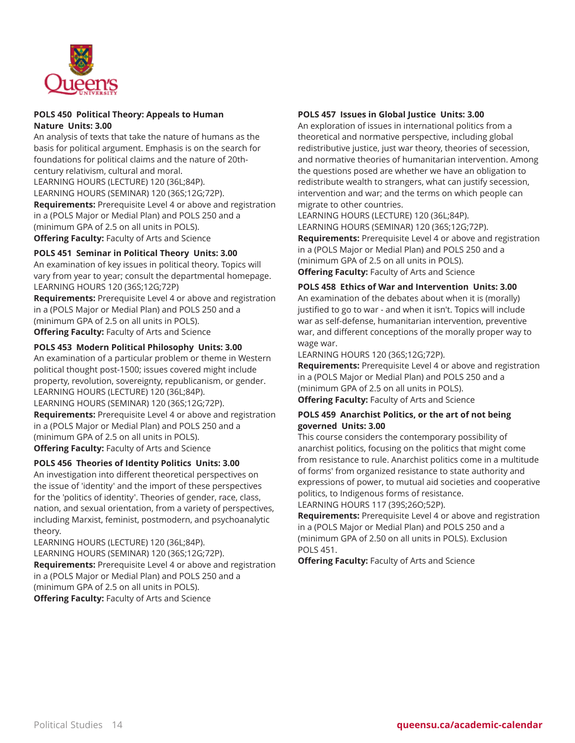**POLS 450 Political Theory: Appeals to Human Nature Units: 3.00**

An analysis of texts that take the nature of humans as the basis for political argument. Emphasis is on the search for foundations for political claims and the nature of 20th-century relativism, cultural and moral.

LEARNING HOURS (LECTURE) 120 (36L;84P).
LEARNING HOURS (SEMINAR) 120 (36S;12G;72P).

**Requirements:** Prerequisite Level 4 or above and registration in a (POLS Major or Medial Plan) and POLS 250 and a (minimum GPA of 2.5 on all units in POLS).

**Offering Faculty:** Faculty of Arts and Science

**POLS 451 Seminar in Political Theory Units: 3.00**

An examination of key issues in political theory. Topics will vary from year to year; consult the departmental homepage.

LEARNING HOURS 120 (36S;12G;72P)

**Requirements:** Prerequisite Level 4 or above and registration in a (POLS Major or Medial Plan) and POLS 250 and a (minimum GPA of 2.5 on all units in POLS).

**Offering Faculty:** Faculty of Arts and Science

**POLS 453 Modern Political Philosophy Units: 3.00**

An examination of a particular problem or theme in Western political thought post-1500; issues covered might include property, revolution, sovereignty, republicanism, or gender.

LEARNING HOURS (LECTURE) 120 (36L;84P).
LEARNING HOURS (SEMINAR) 120 (36S;12G;72P).

**Requirements:** Prerequisite Level 4 or above and registration in a (POLS Major or Medial Plan) and POLS 250 and a (minimum GPA of 2.5 on all units in POLS).

**Offering Faculty:** Faculty of Arts and Science

**POLS 456 Theories of Identity Politics Units: 3.00**

An investigation into different theoretical perspectives on the issue of 'identity' and the import of these perspectives for the 'politics of identity'. Theories of gender, race, class, nation, and sexual orientation, from a variety of perspectives, including Marxist, feminist, postmodern, and psychoanalytic theory.

LEARNING HOURS (LECTURE) 120 (36L;84P).
LEARNING HOURS (SEMINAR) 120 (36S;12G;72P).

**Requirements:** Prerequisite Level 4 or above and registration in a (POLS Major or Medial Plan) and POLS 250 and a (minimum GPA of 2.5 on all units in POLS).

**Offering Faculty:** Faculty of Arts and Science

**POLS 457 Issues in Global Justice Units: 3.00**

An exploration of issues in international politics from a theoretical and normative perspective, including global redistributive justice, just war theory, theories of secession, and normative theories of humanitarian intervention. Among the questions posed are whether we have an obligation to redistribute wealth to strangers, what can justify secession, intervention and war; and the terms on which people can migrate to other countries.

LEARNING HOURS (LECTURE) 120 (36L;84P).
LEARNING HOURS (SEMINAR) 120 (36S;12G;72P).

**Requirements:** Prerequisite Level 4 or above and registration in a (POLS Major or Medial Plan) and POLS 250 and a (minimum GPA of 2.5 on all units in POLS).

**Offering Faculty:** Faculty of Arts and Science

**POLS 458 Ethics of War and Intervention Units: 3.00**

An examination of the debates about when it is (morally) justified to go to war - and when it isn't. Topics will include war as self-defense, humanitarian intervention, preventive war, and different conceptions of the morally proper way to wage war.

LEARNING HOURS 120 (36S;12G;72P).

**Requirements:** Prerequisite Level 4 or above and registration in a (POLS Major or Medial Plan) and POLS 250 and a (minimum GPA of 2.5 on all units in POLS).

**Offering Faculty:** Faculty of Arts and Science

**POLS 459 Anarchist Politics, or the art of not being governed Units: 3.00**

This course considers the contemporary possibility of anarchist politics, focusing on the politics that might come from resistance to rule. Anarchist politics come in a multitude of forms' from organized resistance to state authority and expressions of power, to mutual aid societies and cooperative politics, to Indigenous forms of resistance.

LEARNING HOURS 117 (39S;26O;52P).

**Requirements:** Prerequisite Level 4 or above and registration in a (POLS Major or Medial Plan) and POLS 250 and a (minimum GPA of 2.50 on all units in POLS). Exclusion POLS 451.

**Offering Faculty:** Faculty of Arts and Science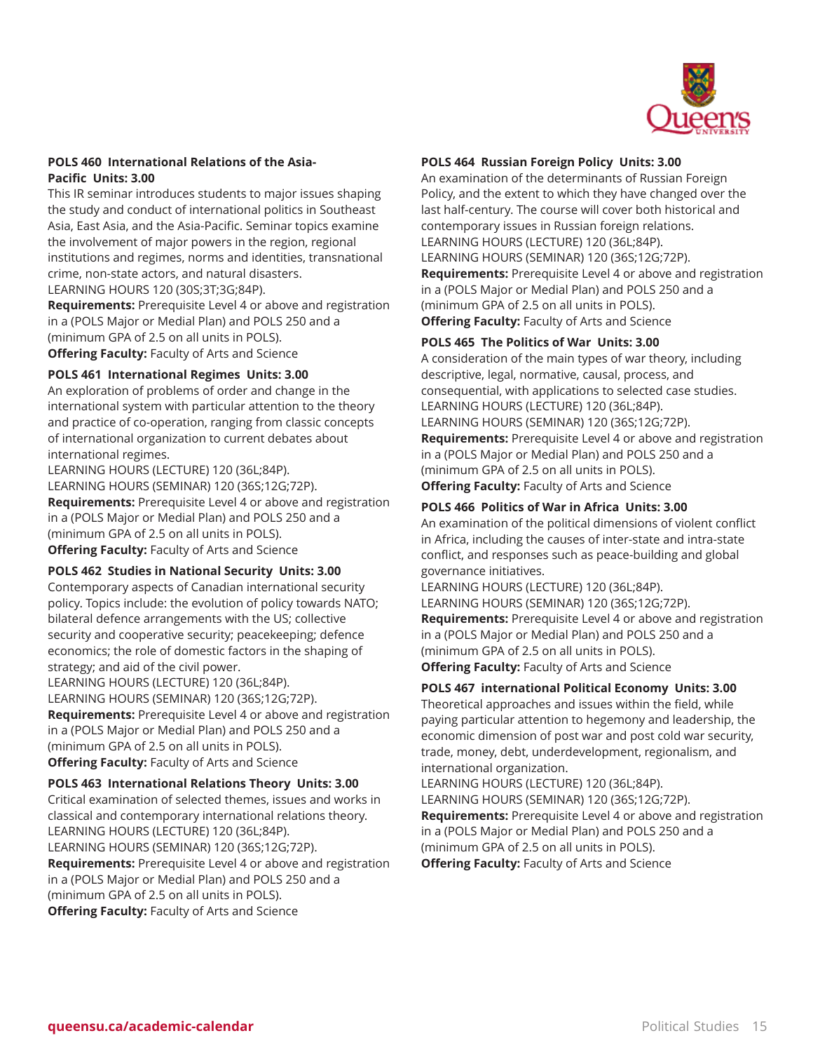**POLS 460 International Relations of the Asia-Pacific Units: 3.00**

This IR seminar introduces students to major issues shaping the study and conduct of international politics in Southeast Asia, East Asia, and the Asia-Pacific. Seminar topics examine the involvement of major powers in the region, regional institutions and regimes, norms and identities, transnational crime, non-state actors, and natural disasters.
LEARNING HOURS 120 (30S;3T;3G;84P).
**Requirements:** Prerequisite Level 4 or above and registration in a (POLS Major or Medial Plan) and POLS 250 and a (minimum GPA of 2.5 on all units in POLS).
**Offering Faculty:** Faculty of Arts and Science

**POLS 461 International Regimes Units: 3.00**

An exploration of problems of order and change in the international system with particular attention to the theory and practice of co-operation, ranging from classic concepts of international organization to current debates about international regimes.
LEARNING HOURS (LECTURE) 120 (36L;84P).
LEARNING HOURS (SEMINAR) 120 (36S;12G;72P).
**Requirements:** Prerequisite Level 4 or above and registration in a (POLS Major or Medial Plan) and POLS 250 and a (minimum GPA of 2.5 on all units in POLS).
**Offering Faculty:** Faculty of Arts and Science

**POLS 462 Studies in National Security Units: 3.00**

Contemporary aspects of Canadian international security policy. Topics include: the evolution of policy towards NATO; bilateral defence arrangements with the US; collective security and cooperative security; peacekeeping; defence economics; the role of domestic factors in the shaping of strategy; and aid of the civil power.
LEARNING HOURS (LECTURE) 120 (36L;84P).
LEARNING HOURS (SEMINAR) 120 (36S;12G;72P).
**Requirements:** Prerequisite Level 4 or above and registration in a (POLS Major or Medial Plan) and POLS 250 and a (minimum GPA of 2.5 on all units in POLS).
**Offering Faculty:** Faculty of Arts and Science

**POLS 463 International Relations Theory Units: 3.00**

Critical examination of selected themes, issues and works in classical and contemporary international relations theory.
LEARNING HOURS (LECTURE) 120 (36L;84P).
LEARNING HOURS (SEMINAR) 120 (36S;12G;72P).
**Requirements:** Prerequisite Level 4 or above and registration in a (POLS Major or Medial Plan) and POLS 250 and a (minimum GPA of 2.5 on all units in POLS).
**Offering Faculty:** Faculty of Arts and Science

**POLS 464 Russian Foreign Policy Units: 3.00**

An examination of the determinants of Russian Foreign Policy, and the extent to which they have changed over the last half-century. The course will cover both historical and contemporary issues in Russian foreign relations.
LEARNING HOURS (LECTURE) 120 (36L;84P).
LEARNING HOURS (SEMINAR) 120 (36S;12G;72P).
**Requirements:** Prerequisite Level 4 or above and registration in a (POLS Major or Medial Plan) and POLS 250 and a (minimum GPA of 2.5 on all units in POLS).
**Offering Faculty:** Faculty of Arts and Science

**POLS 465 The Politics of War Units: 3.00**

A consideration of the main types of war theory, including descriptive, legal, normative, causal, process, and consequential, with applications to selected case studies.
LEARNING HOURS (LECTURE) 120 (36L;84P).
LEARNING HOURS (SEMINAR) 120 (36S;12G;72P).
**Requirements:** Prerequisite Level 4 or above and registration in a (POLS Major or Medial Plan) and POLS 250 and a (minimum GPA of 2.5 on all units in POLS).
**Offering Faculty:** Faculty of Arts and Science

**POLS 466 Politics of War in Africa Units: 3.00**

An examination of the political dimensions of violent conflict in Africa, including the causes of inter-state and intra-state conflict, and responses such as peace-building and global governance initiatives.
LEARNING HOURS (LECTURE) 120 (36L;84P).
LEARNING HOURS (SEMINAR) 120 (36S;12G;72P).
**Requirements:** Prerequisite Level 4 or above and registration in a (POLS Major or Medial Plan) and POLS 250 and a (minimum GPA of 2.5 on all units in POLS).
**Offering Faculty:** Faculty of Arts and Science

**POLS 467 international Political Economy Units: 3.00**

Theoretical approaches and issues within the field, while paying particular attention to hegemony and leadership, the economic dimension of post war and post cold war security, trade, money, debt, underdevelopment, regionalism, and international organization.
LEARNING HOURS (LECTURE) 120 (36L;84P).
LEARNING HOURS (SEMINAR) 120 (36S;12G;72P).
**Requirements:** Prerequisite Level 4 or above and registration in a (POLS Major or Medial Plan) and POLS 250 and a (minimum GPA of 2.5 on all units in POLS).
**Offering Faculty:** Faculty of Arts and Science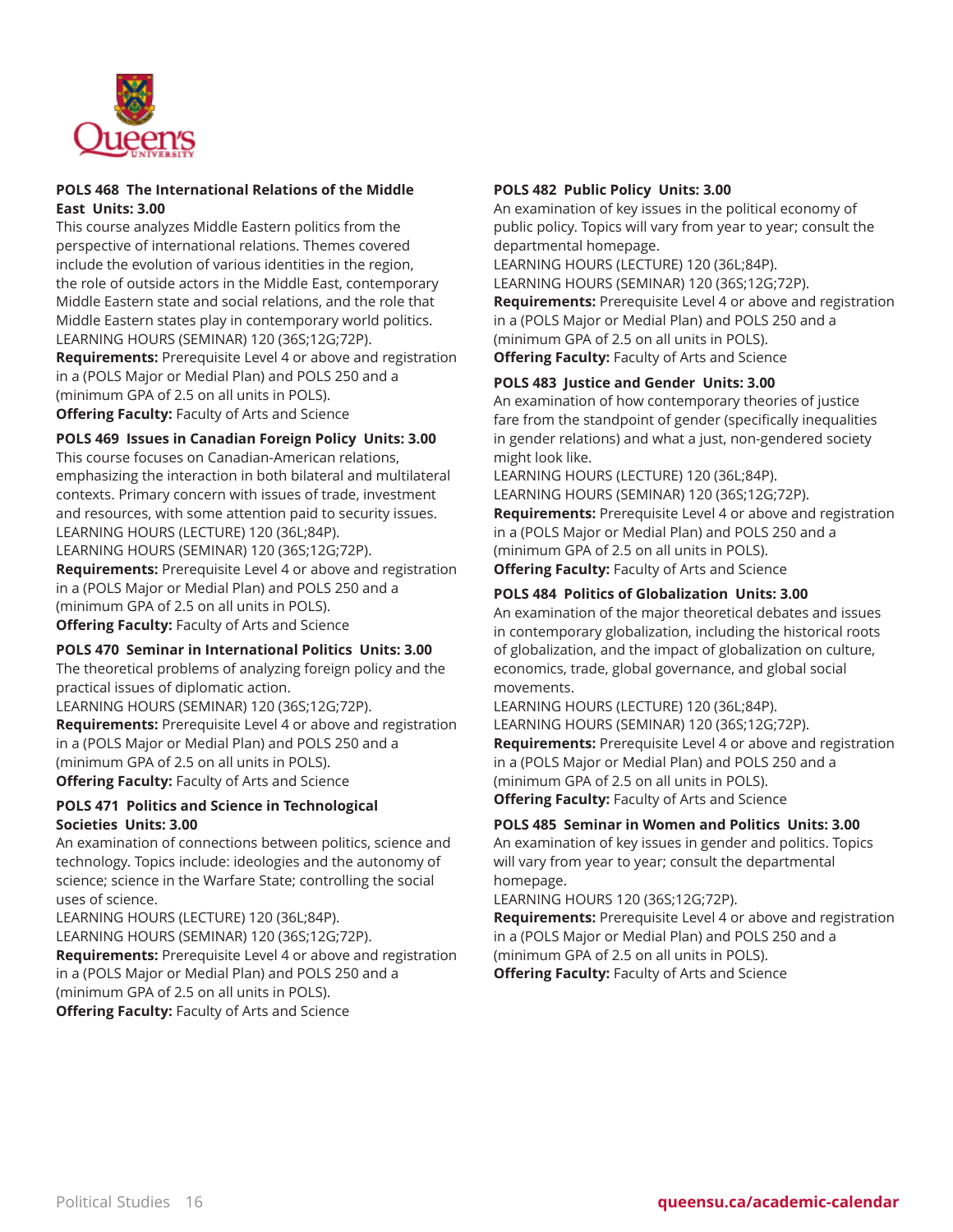**POLS 468 The International Relations of the Middle East Units: 3.00**

This course analyzes Middle Eastern politics from the perspective of international relations. Themes covered include the evolution of various identities in the region, the role of outside actors in the Middle East, contemporary Middle Eastern state and social relations, and the role that Middle Eastern states play in contemporary world politics.

LEARNING HOURS (SEMINAR) 120 (36S;12G;72P).

**Requirements:** Prerequisite Level 4 or above and registration in a (POLS Major or Medial Plan) and POLS 250 and a (minimum GPA of 2.5 on all units in POLS).

**Offering Faculty:** Faculty of Arts and Science

**POLS 469 Issues in Canadian Foreign Policy Units: 3.00**

This course focuses on Canadian-American relations, emphasizing the interaction in both bilateral and multilateral contexts. Primary concern with issues of trade, investment and resources, with some attention paid to security issues.

LEARNING HOURS (LECTURE) 120 (36L;84P).

LEARNING HOURS (SEMINAR) 120 (36S;12G;72P).

**Requirements:** Prerequisite Level 4 or above and registration in a (POLS Major or Medial Plan) and POLS 250 and a (minimum GPA of 2.5 on all units in POLS).

**Offering Faculty:** Faculty of Arts and Science

**POLS 470 Seminar in International Politics Units: 3.00**

The theoretical problems of analyzing foreign policy and the practical issues of diplomatic action.

LEARNING HOURS (SEMINAR) 120 (36S;12G;72P).

**Requirements:** Prerequisite Level 4 or above and registration in a (POLS Major or Medial Plan) and POLS 250 and a (minimum GPA of 2.5 on all units in POLS).

**Offering Faculty:** Faculty of Arts and Science

**POLS 471 Politics and Science in Technological Societies Units: 3.00**

An examination of connections between politics, science and technology. Topics include: ideologies and the autonomy of science; science in the Warfare State; controlling the social uses of science.

LEARNING HOURS (LECTURE) 120 (36L;84P).

LEARNING HOURS (SEMINAR) 120 (36S;12G;72P).

**Requirements:** Prerequisite Level 4 or above and registration in a (POLS Major or Medial Plan) and POLS 250 and a (minimum GPA of 2.5 on all units in POLS).

**Offering Faculty:** Faculty of Arts and Science

**POLS 482 Public Policy Units: 3.00**

An examination of key issues in the political economy of public policy. Topics will vary from year to year; consult the departmental homepage.

LEARNING HOURS (LECTURE) 120 (36L;84P).

LEARNING HOURS (SEMINAR) 120 (36S;12G;72P).

**Requirements:** Prerequisite Level 4 or above and registration in a (POLS Major or Medial Plan) and POLS 250 and a (minimum GPA of 2.5 on all units in POLS).

**Offering Faculty:** Faculty of Arts and Science

**POLS 483 Justice and Gender Units: 3.00**

An examination of how contemporary theories of justice fare from the standpoint of gender (specifically inequalities in gender relations) and what a just, non-gendered society might look like.

LEARNING HOURS (LECTURE) 120 (36L;84P).

LEARNING HOURS (SEMINAR) 120 (36S;12G;72P).

**Requirements:** Prerequisite Level 4 or above and registration in a (POLS Major or Medial Plan) and POLS 250 and a (minimum GPA of 2.5 on all units in POLS).

**Offering Faculty:** Faculty of Arts and Science

**POLS 484 Politics of Globalization Units: 3.00**

An examination of the major theoretical debates and issues in contemporary globalization, including the historical roots of globalization, and the impact of globalization on culture, economics, trade, global governance, and global social movements.

LEARNING HOURS (LECTURE) 120 (36L;84P).

LEARNING HOURS (SEMINAR) 120 (36S;12G;72P).

**Requirements:** Prerequisite Level 4 or above and registration in a (POLS Major or Medial Plan) and POLS 250 and a (minimum GPA of 2.5 on all units in POLS).

**Offering Faculty:** Faculty of Arts and Science

**POLS 485 Seminar in Women and Politics Units: 3.00**

An examination of key issues in gender and politics. Topics will vary from year to year; consult the departmental homepage.

LEARNING HOURS 120 (36S;12G;72P).

**Requirements:** Prerequisite Level 4 or above and registration in a (POLS Major or Medial Plan) and POLS 250 and a (minimum GPA of 2.5 on all units in POLS).

**Offering Faculty:** Faculty of Arts and Science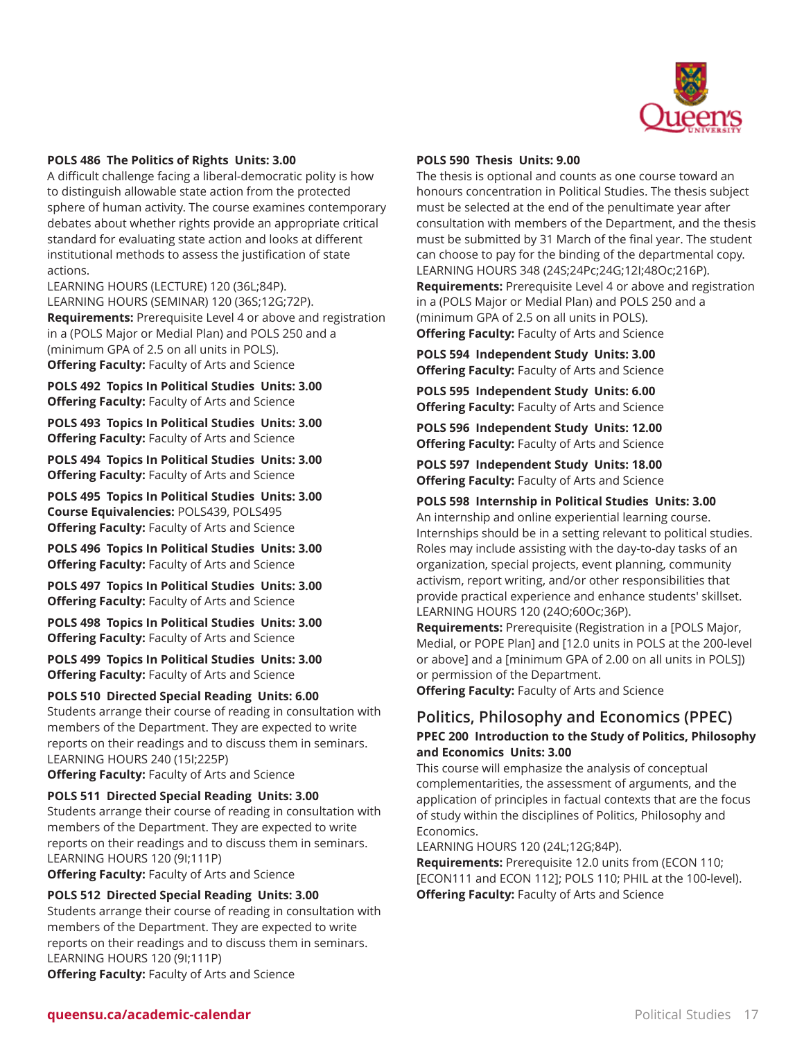**POLS 486 The Politics of Rights Units: 3.00**
A difficult challenge facing a liberal-democratic polity is how to distinguish allowable state action from the protected sphere of human activity. The course examines contemporary debates about whether rights provide an appropriate critical standard for evaluating state action and looks at different institutional methods to assess the justification of state actions.
LEARNING HOURS (LECTURE) 120 (36L;84P).
LEARNING HOURS (SEMINAR) 120 (36S;12G;72P).
**Requirements:** Prerequisite Level 4 or above and registration in a (POLS Major or Medial Plan) and POLS 250 and a (minimum GPA of 2.5 on all units in POLS).
**Offering Faculty:** Faculty of Arts and Science

**POLS 492 Topics In Political Studies Units: 3.00**
**Offering Faculty:** Faculty of Arts and Science

**POLS 493 Topics In Political Studies Units: 3.00**
**Offering Faculty:** Faculty of Arts and Science

**POLS 494 Topics In Political Studies Units: 3.00**
**Offering Faculty:** Faculty of Arts and Science

**POLS 495 Topics In Political Studies Units: 3.00**
**Course Equivalencies:** POLS439, POLS495
**Offering Faculty:** Faculty of Arts and Science

**POLS 496 Topics In Political Studies Units: 3.00**
**Offering Faculty:** Faculty of Arts and Science

**POLS 497 Topics In Political Studies Units: 3.00**
**Offering Faculty:** Faculty of Arts and Science

**POLS 498 Topics In Political Studies Units: 3.00**
**Offering Faculty:** Faculty of Arts and Science

**POLS 499 Topics In Political Studies Units: 3.00**
**Offering Faculty:** Faculty of Arts and Science

**POLS 510 Directed Special Reading Units: 6.00**
Students arrange their course of reading in consultation with members of the Department. They are expected to write reports on their readings and to discuss them in seminars.
LEARNING HOURS 240 (15I;225P)
**Offering Faculty:** Faculty of Arts and Science

**POLS 511 Directed Special Reading Units: 3.00**
Students arrange their course of reading in consultation with members of the Department. They are expected to write reports on their readings and to discuss them in seminars.
LEARNING HOURS 120 (9I;111P)
**Offering Faculty:** Faculty of Arts and Science

**POLS 512 Directed Special Reading Units: 3.00**
Students arrange their course of reading in consultation with members of the Department. They are expected to write reports on their readings and to discuss them in seminars.
LEARNING HOURS 120 (9I;111P)
**Offering Faculty:** Faculty of Arts and Science

**POLS 590 Thesis Units: 9.00**
The thesis is optional and counts as one course toward an honours concentration in Political Studies. The thesis subject must be selected at the end of the penultimate year after consultation with members of the Department, and the thesis must be submitted by 31 March of the final year. The student can choose to pay for the binding of the departmental copy.
LEARNING HOURS 348 (24S;24Pc;24G;12I;48Oc;216P).
**Requirements:** Prerequisite Level 4 or above and registration in a (POLS Major or Medial Plan) and POLS 250 and a (minimum GPA of 2.5 on all units in POLS).
**Offering Faculty:** Faculty of Arts and Science

**POLS 594 Independent Study Units: 3.00**
**Offering Faculty:** Faculty of Arts and Science

**POLS 595 Independent Study Units: 6.00**
**Offering Faculty:** Faculty of Arts and Science

**POLS 596 Independent Study Units: 12.00**
**Offering Faculty:** Faculty of Arts and Science

**POLS 597 Independent Study Units: 18.00**
**Offering Faculty:** Faculty of Arts and Science

**POLS 598 Internship in Political Studies Units: 3.00**
An internship and online experiential learning course. Internships should be in a setting relevant to political studies. Roles may include assisting with the day-to-day tasks of an organization, special projects, event planning, community activism, report writing, and/or other responsibilities that provide practical experience and enhance students' skillset.
LEARNING HOURS 120 (24O;60Oc;36P).
**Requirements:** Prerequisite (Registration in a [POLS Major, Medial, or POPE Plan] and [12.0 units in POLS at the 200-level or above] and a [minimum GPA of 2.00 on all units in POLS]) or permission of the Department.
**Offering Faculty:** Faculty of Arts and Science

## Politics, Philosophy and Economics (PPEC)

**PPEC 200 Introduction to the Study of Politics, Philosophy and Economics Units: 3.00**
This course will emphasize the analysis of conceptual complementarities, the assessment of arguments, and the application of principles in factual contexts that are the focus of study within the disciplines of Politics, Philosophy and Economics.
LEARNING HOURS 120 (24L;12G;84P).
**Requirements:** Prerequisite 12.0 units from (ECON 110; [ECON111 and ECON 112]; POLS 110; PHIL at the 100-level).
**Offering Faculty:** Faculty of Arts and Science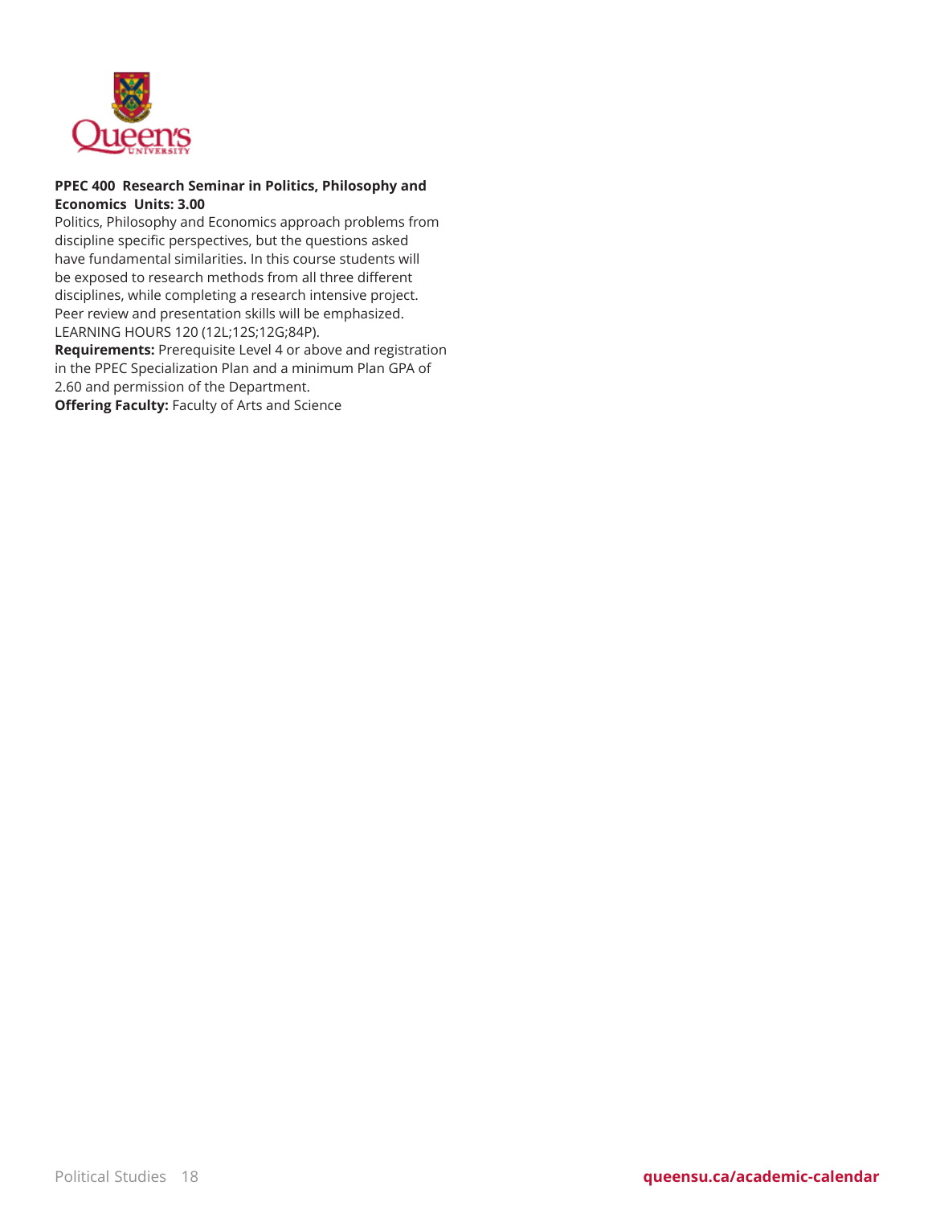**PPEC 400 Research Seminar in Politics, Philosophy and Economics Units: 3.00**

Politics, Philosophy and Economics approach problems from discipline specific perspectives, but the questions asked have fundamental similarities. In this course students will be exposed to research methods from all three different disciplines, while completing a research intensive project. Peer review and presentation skills will be emphasized. LEARNING HOURS 120 (12L;12S;12G;84P).

**Requirements:** Prerequisite Level 4 or above and registration in the PPEC Specialization Plan and a minimum Plan GPA of 2.60 and permission of the Department.

**Offering Faculty:** Faculty of Arts and Science